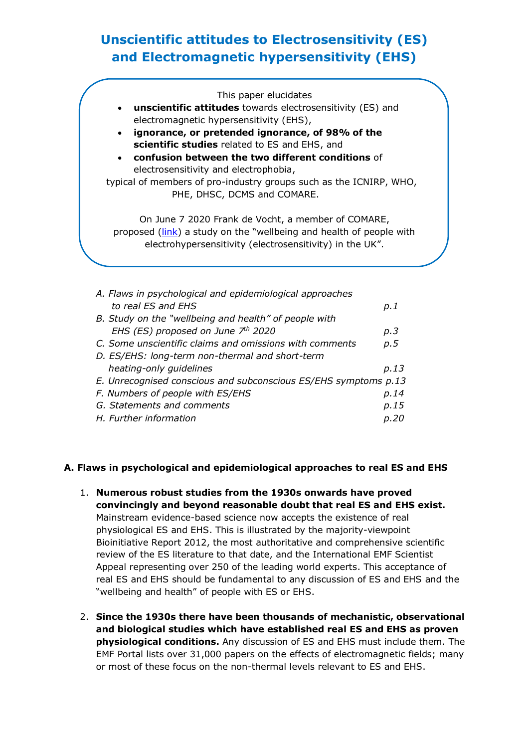# Unscientific attitudes to Electrosensitivity (ES) and Electromagnetic hypersensitivity (EHS)

This paper elucidates

- **unscientific attitudes** towards electrosensitivity (ES) and electromagnetic hypersensitivity (EHS),
- **ignorance, or pretended ignorance, of 98% of the scientific studies** related to ES and EHS, and
- **confusion between the two different conditions** of electrosensitivity and electrophobia,

typical of members of pro-industry groups such as the ICNIRP, WHO, PHE, DHSC, DCMS and COMARE.

On June 7 2020 Frank de Vocht, a member of COMARE, proposed (link) a study on the "wellbeing and health of people with electrohypersensitivity (electrosensitivity) in the UK".

| | |
|---|---|
| *A. Flaws in psychological and epidemiological approaches to real ES and EHS* | *p.1* |
| *B. Study on the "wellbeing and health" of people with EHS (ES) proposed on June 7th 2020* | *p.3* |
| *C. Some unscientific claims and omissions with comments* | *p.5* |
| *D. ES/EHS: long-term non-thermal and short-term heating-only guidelines* | *p.13* |
| *E. Unrecognised conscious and subconscious ES/EHS symptoms* | *p.13* |
| *F. Numbers of people with ES/EHS* | *p.14* |
| *G. Statements and comments* | *p.15* |
| *H. Further information* | *p.20* |

## A. Flaws in psychological and epidemiological approaches to real ES and EHS

1. **Numerous robust studies from the 1930s onwards have proved convincingly and beyond reasonable doubt that real ES and EHS exist.** Mainstream evidence-based science now accepts the existence of real physiological ES and EHS. This is illustrated by the majority-viewpoint Bioinitiative Report 2012, the most authoritative and comprehensive scientific review of the ES literature to that date, and the International EMF Scientist Appeal representing over 250 of the leading world experts. This acceptance of real ES and EHS should be fundamental to any discussion of ES and EHS and the "wellbeing and health" of people with ES or EHS.

2. **Since the 1930s there have been thousands of mechanistic, observational and biological studies which have established real ES and EHS as proven physiological conditions.** Any discussion of ES and EHS must include them. The EMF Portal lists over 31,000 papers on the effects of electromagnetic fields; many or most of these focus on the non-thermal levels relevant to ES and EHS.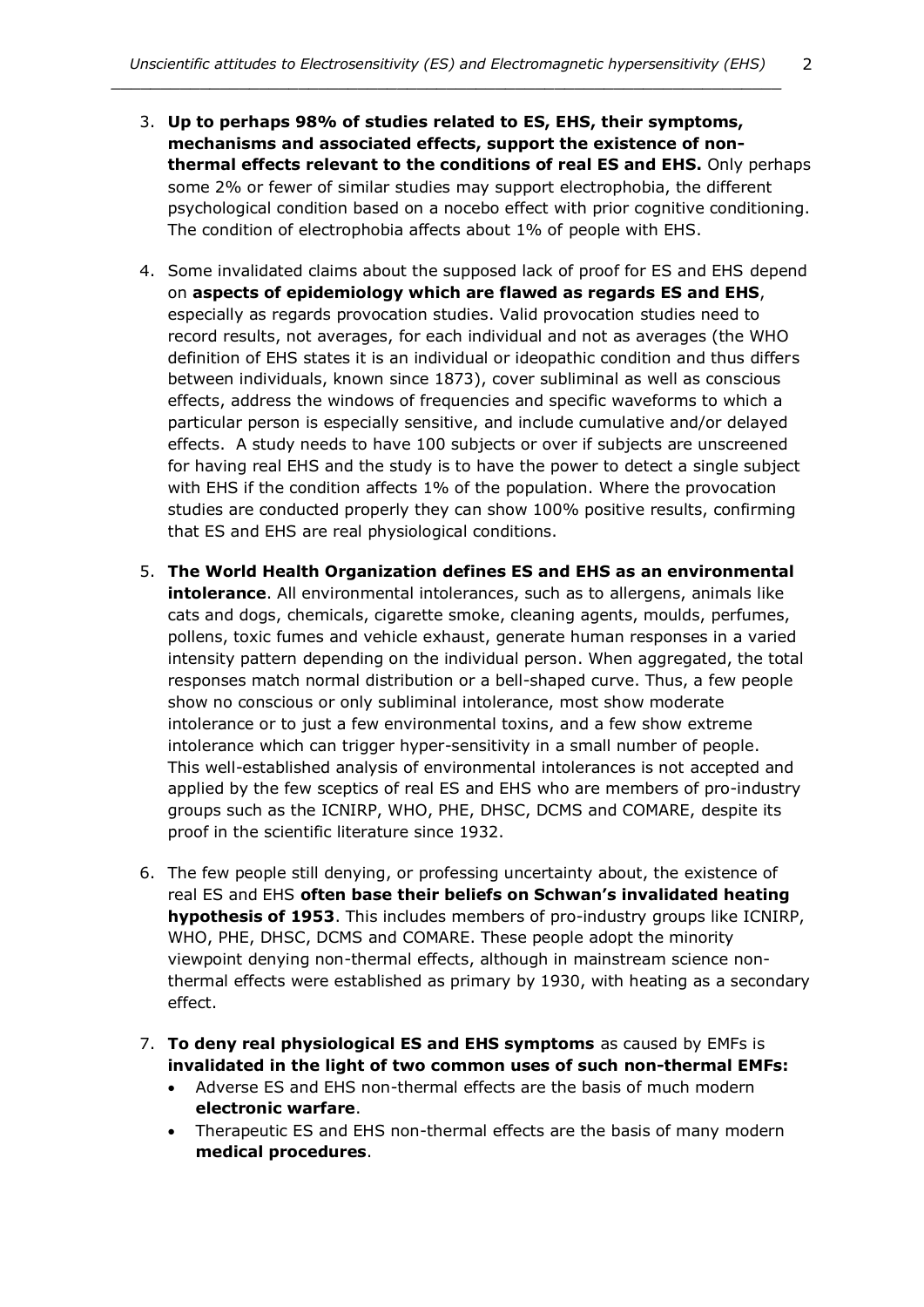3. **Up to perhaps 98% of studies related to ES, EHS, their symptoms, mechanisms and associated effects, support the existence of non-thermal effects relevant to the conditions of real ES and EHS.** Only perhaps some 2% or fewer of similar studies may support electrophobia, the different psychological condition based on a nocebo effect with prior cognitive conditioning. The condition of electrophobia affects about 1% of people with EHS.

4. Some invalidated claims about the supposed lack of proof for ES and EHS depend on **aspects of epidemiology which are flawed as regards ES and EHS**, especially as regards provocation studies. Valid provocation studies need to record results, not averages, for each individual and not as averages (the WHO definition of EHS states it is an individual or ideopathic condition and thus differs between individuals, known since 1873), cover subliminal as well as conscious effects, address the windows of frequencies and specific waveforms to which a particular person is especially sensitive, and include cumulative and/or delayed effects. A study needs to have 100 subjects or over if subjects are unscreened for having real EHS and the study is to have the power to detect a single subject with EHS if the condition affects 1% of the population. Where the provocation studies are conducted properly they can show 100% positive results, confirming that ES and EHS are real physiological conditions.

5. **The World Health Organization defines ES and EHS as an environmental intolerance**. All environmental intolerances, such as to allergens, animals like cats and dogs, chemicals, cigarette smoke, cleaning agents, moulds, perfumes, pollens, toxic fumes and vehicle exhaust, generate human responses in a varied intensity pattern depending on the individual person. When aggregated, the total responses match normal distribution or a bell-shaped curve. Thus, a few people show no conscious or only subliminal intolerance, most show moderate intolerance or to just a few environmental toxins, and a few show extreme intolerance which can trigger hyper-sensitivity in a small number of people. This well-established analysis of environmental intolerances is not accepted and applied by the few sceptics of real ES and EHS who are members of pro-industry groups such as the ICNIRP, WHO, PHE, DHSC, DCMS and COMARE, despite its proof in the scientific literature since 1932.

6. The few people still denying, or professing uncertainty about, the existence of real ES and EHS **often base their beliefs on Schwan's invalidated heating hypothesis of 1953**. This includes members of pro-industry groups like ICNIRP, WHO, PHE, DHSC, DCMS and COMARE. These people adopt the minority viewpoint denying non-thermal effects, although in mainstream science non-thermal effects were established as primary by 1930, with heating as a secondary effect.

7. **To deny real physiological ES and EHS symptoms** as caused by EMFs is **invalidated in the light of two common uses of such non-thermal EMFs:**
   - Adverse ES and EHS non-thermal effects are the basis of much modern **electronic warfare**.
   - Therapeutic ES and EHS non-thermal effects are the basis of many modern **medical procedures**.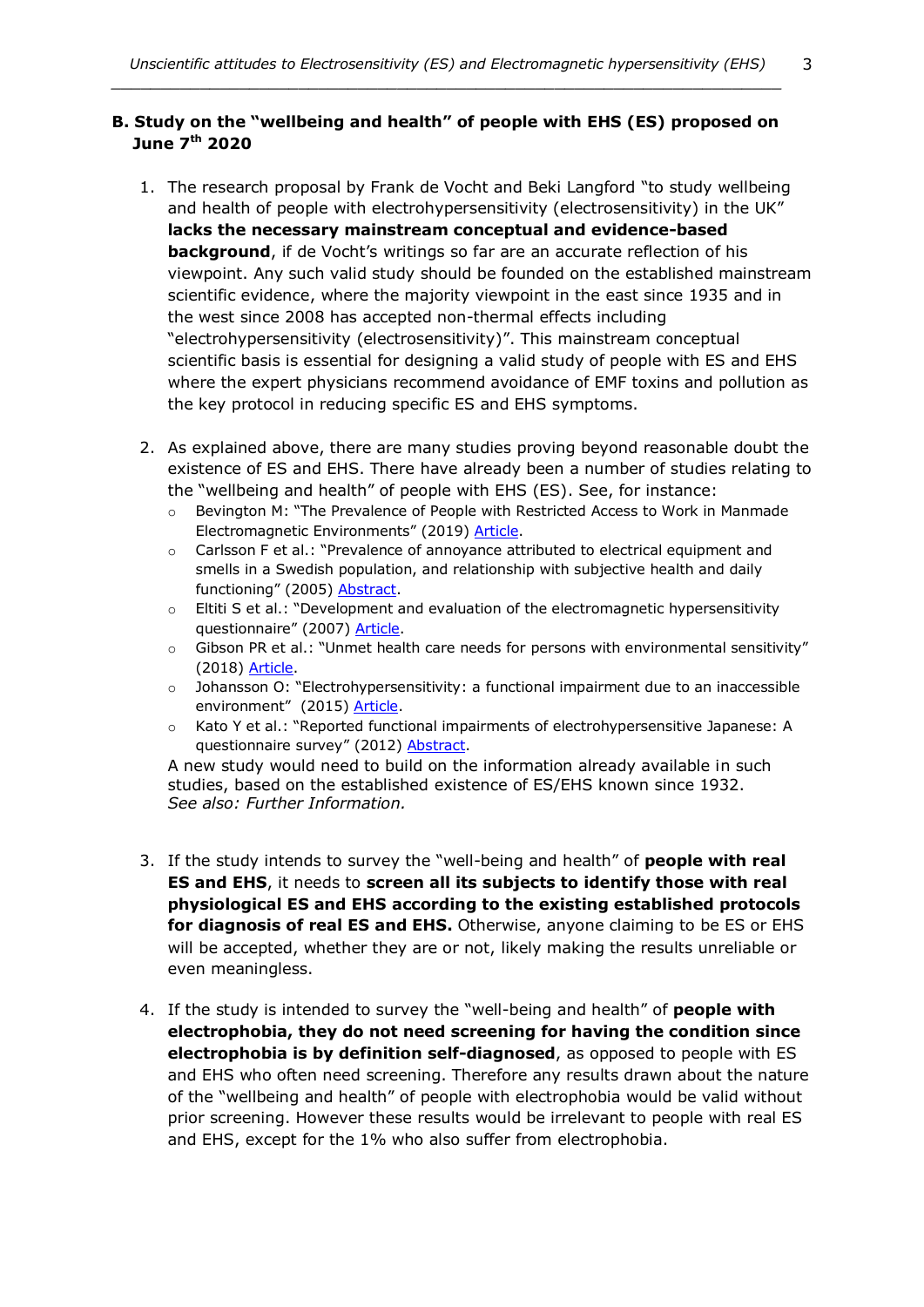**B. Study on the "wellbeing and health" of people with EHS (ES) proposed on June 7th 2020**

1. The research proposal by Frank de Vocht and Beki Langford "to study wellbeing and health of people with electrohypersensitivity (electrosensitivity) in the UK" **lacks the necessary mainstream conceptual and evidence-based background**, if de Vocht's writings so far are an accurate reflection of his viewpoint. Any such valid study should be founded on the established mainstream scientific evidence, where the majority viewpoint in the east since 1935 and in the west since 2008 has accepted non-thermal effects including "electrohypersensitivity (electrosensitivity)". This mainstream conceptual scientific basis is essential for designing a valid study of people with ES and EHS where the expert physicians recommend avoidance of EMF toxins and pollution as the key protocol in reducing specific ES and EHS symptoms.

2. As explained above, there are many studies proving beyond reasonable doubt the existence of ES and EHS. There have already been a number of studies relating to the "wellbeing and health" of people with EHS (ES). See, for instance:
   - Bevington M: "The Prevalence of People with Restricted Access to Work in Manmade Electromagnetic Environments" (2019) Article.
   - Carlsson F et al.: "Prevalence of annoyance attributed to electrical equipment and smells in a Swedish population, and relationship with subjective health and daily functioning" (2005) Abstract.
   - Eltiti S et al.: "Development and evaluation of the electromagnetic hypersensitivity questionnaire" (2007) Article.
   - Gibson PR et al.: "Unmet health care needs for persons with environmental sensitivity" (2018) Article.
   - Johansson O: "Electrohypersensitivity: a functional impairment due to an inaccessible environment" (2015) Article.
   - Kato Y et al.: "Reported functional impairments of electrohypersensitive Japanese: A questionnaire survey" (2012) Abstract.

   A new study would need to build on the information already available in such studies, based on the established existence of ES/EHS known since 1932.
   *See also: Further Information.*

3. If the study intends to survey the "well-being and health" of **people with real ES and EHS**, it needs to **screen all its subjects to identify those with real physiological ES and EHS according to the existing established protocols for diagnosis of real ES and EHS.** Otherwise, anyone claiming to be ES or EHS will be accepted, whether they are or not, likely making the results unreliable or even meaningless.

4. If the study is intended to survey the "well-being and health" of **people with electrophobia, they do not need screening for having the condition since electrophobia is by definition self-diagnosed**, as opposed to people with ES and EHS who often need screening. Therefore any results drawn about the nature of the "wellbeing and health" of people with electrophobia would be valid without prior screening. However these results would be irrelevant to people with real ES and EHS, except for the 1% who also suffer from electrophobia.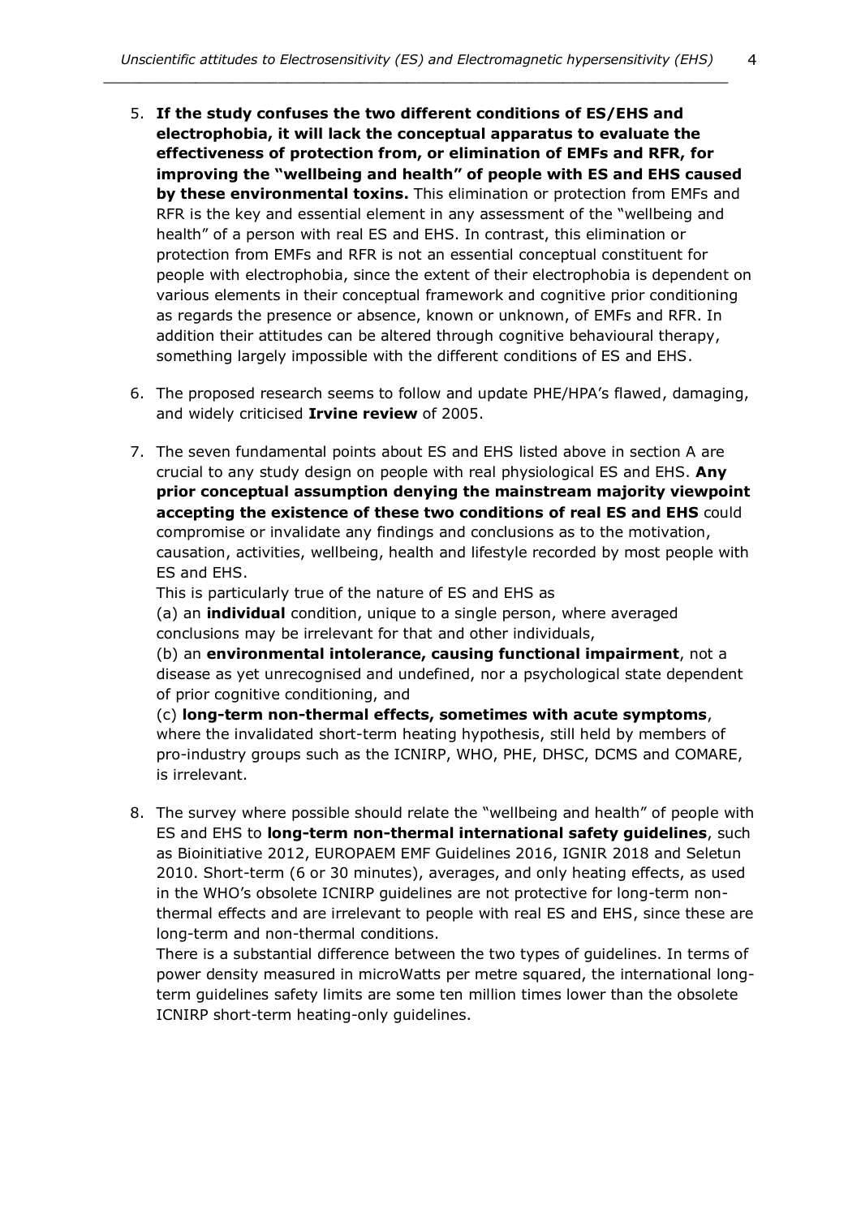5. **If the study confuses the two different conditions of ES/EHS and electrophobia, it will lack the conceptual apparatus to evaluate the effectiveness of protection from, or elimination of EMFs and RFR, for improving the "wellbeing and health" of people with ES and EHS caused by these environmental toxins.** This elimination or protection from EMFs and RFR is the key and essential element in any assessment of the "wellbeing and health" of a person with real ES and EHS. In contrast, this elimination or protection from EMFs and RFR is not an essential conceptual constituent for people with electrophobia, since the extent of their electrophobia is dependent on various elements in their conceptual framework and cognitive prior conditioning as regards the presence or absence, known or unknown, of EMFs and RFR. In addition their attitudes can be altered through cognitive behavioural therapy, something largely impossible with the different conditions of ES and EHS.

6. The proposed research seems to follow and update PHE/HPA's flawed, damaging, and widely criticised **Irvine review** of 2005.

7. The seven fundamental points about ES and EHS listed above in section A are crucial to any study design on people with real physiological ES and EHS. **Any prior conceptual assumption denying the mainstream majority viewpoint accepting the existence of these two conditions of real ES and EHS** could compromise or invalidate any findings and conclusions as to the motivation, causation, activities, wellbeing, health and lifestyle recorded by most people with ES and EHS.
   This is particularly true of the nature of ES and EHS as
   (a) an **individual** condition, unique to a single person, where averaged conclusions may be irrelevant for that and other individuals,
   (b) an **environmental intolerance, causing functional impairment**, not a disease as yet unrecognised and undefined, nor a psychological state dependent of prior cognitive conditioning, and
   (c) **long-term non-thermal effects, sometimes with acute symptoms**, where the invalidated short-term heating hypothesis, still held by members of pro-industry groups such as the ICNIRP, WHO, PHE, DHSC, DCMS and COMARE, is irrelevant.

8. The survey where possible should relate the "wellbeing and health" of people with ES and EHS to **long-term non-thermal international safety guidelines**, such as Bioinitiative 2012, EUROPAEM EMF Guidelines 2016, IGNIR 2018 and Seletun 2010. Short-term (6 or 30 minutes), averages, and only heating effects, as used in the WHO's obsolete ICNIRP guidelines are not protective for long-term non-thermal effects and are irrelevant to people with real ES and EHS, since these are long-term and non-thermal conditions.
   There is a substantial difference between the two types of guidelines. In terms of power density measured in microWatts per metre squared, the international long-term guidelines safety limits are some ten million times lower than the obsolete ICNIRP short-term heating-only guidelines.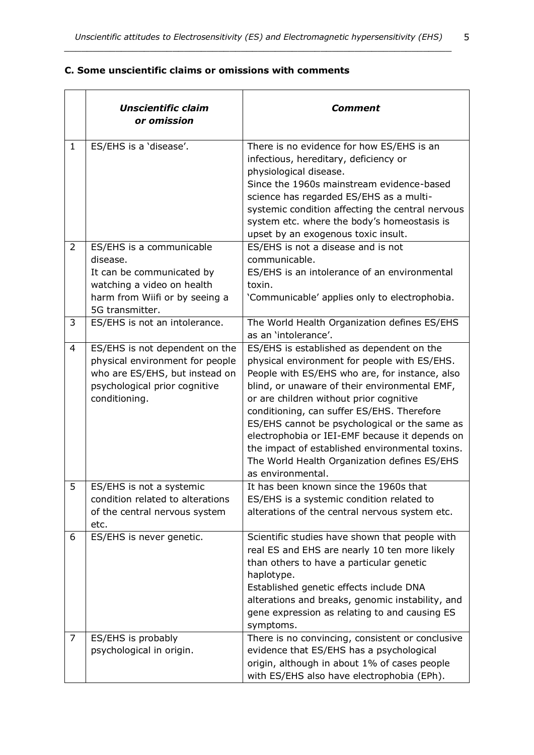### C. Some unscientific claims or omissions with comments

| | *Unscientific claim or omission* | *Comment* |
|---|---|---|
| 1 | ES/EHS is a 'disease'. | There is no evidence for how ES/EHS is an infectious, hereditary, deficiency or physiological disease.<br>Since the 1960s mainstream evidence-based science has regarded ES/EHS as a multi-systemic condition affecting the central nervous system etc. where the body's homeostasis is upset by an exogenous toxic insult. |
| 2 | ES/EHS is a communicable disease.<br>It can be communicated by watching a video on health harm from Wiifi or by seeing a 5G transmitter. | ES/EHS is not a disease and is not communicable.<br>ES/EHS is an intolerance of an environmental toxin.<br>'Communicable' applies only to electrophobia. |
| 3 | ES/EHS is not an intolerance. | The World Health Organization defines ES/EHS as an 'intolerance'. |
| 4 | ES/EHS is not dependent on the physical environment for people who are ES/EHS, but instead on psychological prior cognitive conditioning. | ES/EHS is established as dependent on the physical environment for people with ES/EHS. People with ES/EHS who are, for instance, also blind, or unaware of their environmental EMF, or are children without prior cognitive conditioning, can suffer ES/EHS. Therefore ES/EHS cannot be psychological or the same as electrophobia or IEI-EMF because it depends on the impact of established environmental toxins. The World Health Organization defines ES/EHS as environmental. |
| 5 | ES/EHS is not a systemic condition related to alterations of the central nervous system etc. | It has been known since the 1960s that ES/EHS is a systemic condition related to alterations of the central nervous system etc. |
| 6 | ES/EHS is never genetic. | Scientific studies have shown that people with real ES and EHS are nearly 10 ten more likely than others to have a particular genetic haplotype.<br>Established genetic effects include DNA alterations and breaks, genomic instability, and gene expression as relating to and causing ES symptoms. |
| 7 | ES/EHS is probably psychological in origin. | There is no convincing, consistent or conclusive evidence that ES/EHS has a psychological origin, although in about 1% of cases people with ES/EHS also have electrophobia (EPh). |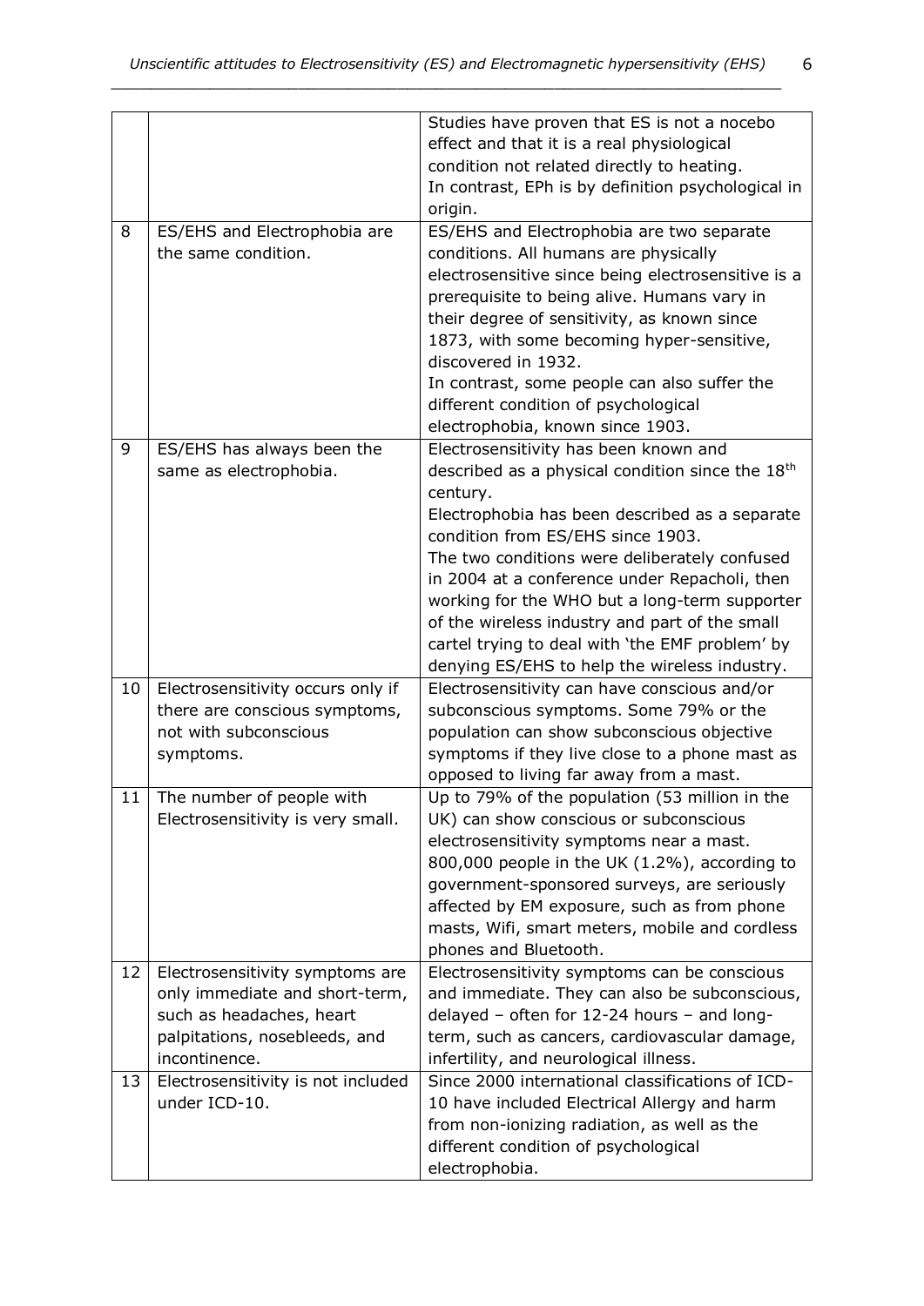| | | |
|---|---|---|
| | | Studies have proven that ES is not a nocebo effect and that it is a real physiological condition not related directly to heating. In contrast, EPh is by definition psychological in origin. |
| 8 | ES/EHS and Electrophobia are the same condition. | ES/EHS and Electrophobia are two separate conditions. All humans are physically electrosensitive since being electrosensitive is a prerequisite to being alive. Humans vary in their degree of sensitivity, as known since 1873, with some becoming hyper-sensitive, discovered in 1932. In contrast, some people can also suffer the different condition of psychological electrophobia, known since 1903. |
| 9 | ES/EHS has always been the same as electrophobia. | Electrosensitivity has been known and described as a physical condition since the 18th century. Electrophobia has been described as a separate condition from ES/EHS since 1903. The two conditions were deliberately confused in 2004 at a conference under Repacholi, then working for the WHO but a long-term supporter of the wireless industry and part of the small cartel trying to deal with 'the EMF problem' by denying ES/EHS to help the wireless industry. |
| 10 | Electrosensitivity occurs only if there are conscious symptoms, not with subconscious symptoms. | Electrosensitivity can have conscious and/or subconscious symptoms. Some 79% or the population can show subconscious objective symptoms if they live close to a phone mast as opposed to living far away from a mast. |
| 11 | The number of people with Electrosensitivity is very small. | Up to 79% of the population (53 million in the UK) can show conscious or subconscious electrosensitivity symptoms near a mast. 800,000 people in the UK (1.2%), according to government-sponsored surveys, are seriously affected by EM exposure, such as from phone masts, Wifi, smart meters, mobile and cordless phones and Bluetooth. |
| 12 | Electrosensitivity symptoms are only immediate and short-term, such as headaches, heart palpitations, nosebleeds, and incontinence. | Electrosensitivity symptoms can be conscious and immediate. They can also be subconscious, delayed – often for 12-24 hours – and long-term, such as cancers, cardiovascular damage, infertility, and neurological illness. |
| 13 | Electrosensitivity is not included under ICD-10. | Since 2000 international classifications of ICD-10 have included Electrical Allergy and harm from non-ionizing radiation, as well as the different condition of psychological electrophobia. |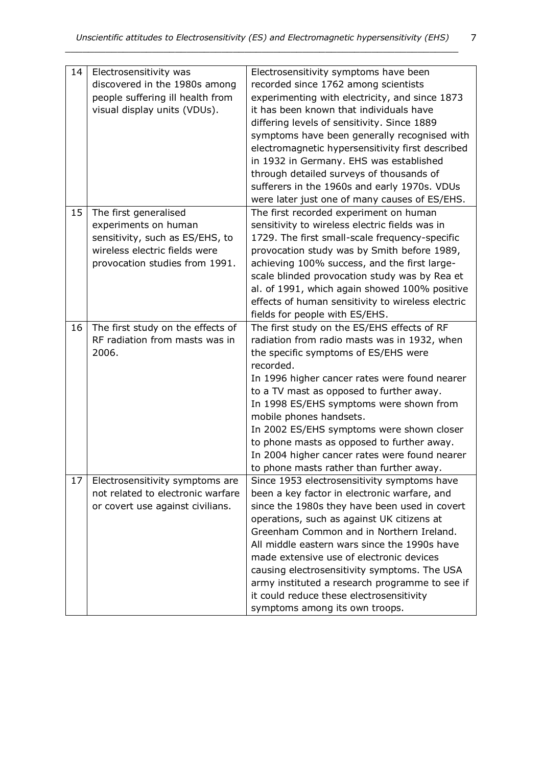| | | |
|---|---|---|
| 14 | Electrosensitivity was discovered in the 1980s among people suffering ill health from visual display units (VDUs). | Electrosensitivity symptoms have been recorded since 1762 among scientists experimenting with electricity, and since 1873 it has been known that individuals have differing levels of sensitivity. Since 1889 symptoms have been generally recognised with electromagnetic hypersensitivity first described in 1932 in Germany. EHS was established through detailed surveys of thousands of sufferers in the 1960s and early 1970s. VDUs were later just one of many causes of ES/EHS. |
| 15 | The first generalised experiments on human sensitivity, such as ES/EHS, to wireless electric fields were provocation studies from 1991. | The first recorded experiment on human sensitivity to wireless electric fields was in 1729. The first small-scale frequency-specific provocation study was by Smith before 1989, achieving 100% success, and the first large-scale blinded provocation study was by Rea et al. of 1991, which again showed 100% positive effects of human sensitivity to wireless electric fields for people with ES/EHS. |
| 16 | The first study on the effects of RF radiation from masts was in 2006. | The first study on the ES/EHS effects of RF radiation from radio masts was in 1932, when the specific symptoms of ES/EHS were recorded.<br>In 1996 higher cancer rates were found nearer to a TV mast as opposed to further away.<br>In 1998 ES/EHS symptoms were shown from mobile phones handsets.<br>In 2002 ES/EHS symptoms were shown closer to phone masts as opposed to further away.<br>In 2004 higher cancer rates were found nearer to phone masts rather than further away. |
| 17 | Electrosensitivity symptoms are not related to electronic warfare or covert use against civilians. | Since 1953 electrosensitivity symptoms have been a key factor in electronic warfare, and since the 1980s they have been used in covert operations, such as against UK citizens at Greenham Common and in Northern Ireland. All middle eastern wars since the 1990s have made extensive use of electronic devices causing electrosensitivity symptoms. The USA army instituted a research programme to see if it could reduce these electrosensitivity symptoms among its own troops. |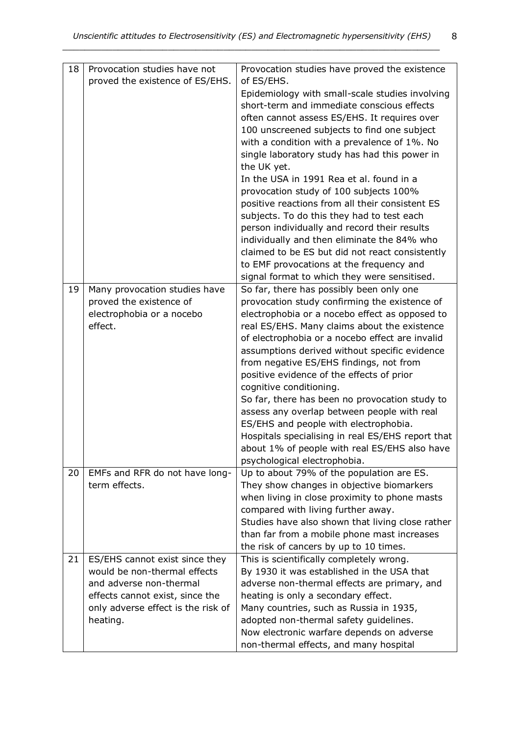| | | |
|---|---|---|
| 18 | Provocation studies have not proved the existence of ES/EHS. | Provocation studies have proved the existence of ES/EHS.<br>Epidemiology with small-scale studies involving short-term and immediate conscious effects often cannot assess ES/EHS. It requires over 100 unscreened subjects to find one subject with a condition with a prevalence of 1%. No single laboratory study has had this power in the UK yet.<br>In the USA in 1991 Rea et al. found in a provocation study of 100 subjects 100% positive reactions from all their consistent ES subjects. To do this they had to test each person individually and record their results individually and then eliminate the 84% who claimed to be ES but did not react consistently to EMF provocations at the frequency and signal format to which they were sensitised. |
| 19 | Many provocation studies have proved the existence of electrophobia or a nocebo effect. | So far, there has possibly been only one provocation study confirming the existence of electrophobia or a nocebo effect as opposed to real ES/EHS. Many claims about the existence of electrophobia or a nocebo effect are invalid assumptions derived without specific evidence from negative ES/EHS findings, not from positive evidence of the effects of prior cognitive conditioning.<br>So far, there has been no provocation study to assess any overlap between people with real ES/EHS and people with electrophobia.<br>Hospitals specialising in real ES/EHS report that about 1% of people with real ES/EHS also have psychological electrophobia. |
| 20 | EMFs and RFR do not have long-term effects. | Up to about 79% of the population are ES. They show changes in objective biomarkers when living in close proximity to phone masts compared with living further away.<br>Studies have also shown that living close rather than far from a mobile phone mast increases the risk of cancers by up to 10 times. |
| 21 | ES/EHS cannot exist since they would be non-thermal effects and adverse non-thermal effects cannot exist, since the only adverse effect is the risk of heating. | This is scientifically completely wrong.<br>By 1930 it was established in the USA that adverse non-thermal effects are primary, and heating is only a secondary effect.<br>Many countries, such as Russia in 1935, adopted non-thermal safety guidelines.<br>Now electronic warfare depends on adverse non-thermal effects, and many hospital |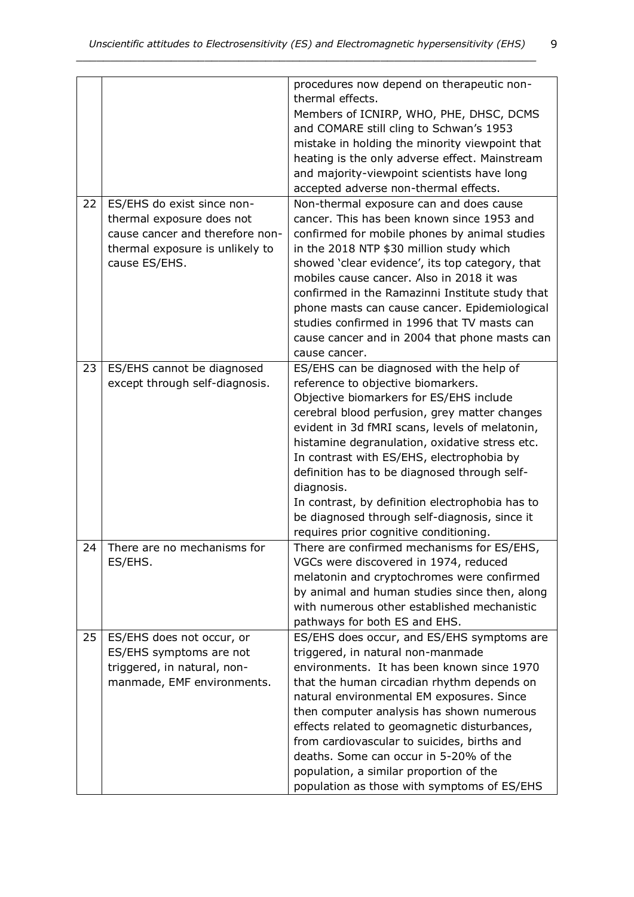| | | |
|---|---|---|
| | | procedures now depend on therapeutic non-thermal effects.<br>Members of ICNIRP, WHO, PHE, DHSC, DCMS and COMARE still cling to Schwan's 1953 mistake in holding the minority viewpoint that heating is the only adverse effect. Mainstream and majority-viewpoint scientists have long accepted adverse non-thermal effects. |
| 22 | ES/EHS do exist since non-thermal exposure does not cause cancer and therefore non-thermal exposure is unlikely to cause ES/EHS. | Non-thermal exposure can and does cause cancer. This has been known since 1953 and confirmed for mobile phones by animal studies in the 2018 NTP $30 million study which showed 'clear evidence', its top category, that mobiles cause cancer. Also in 2018 it was confirmed in the Ramazinni Institute study that phone masts can cause cancer. Epidemiological studies confirmed in 1996 that TV masts can cause cancer and in 2004 that phone masts can cause cancer. |
| 23 | ES/EHS cannot be diagnosed except through self-diagnosis. | ES/EHS can be diagnosed with the help of reference to objective biomarkers.<br>Objective biomarkers for ES/EHS include cerebral blood perfusion, grey matter changes evident in 3d fMRI scans, levels of melatonin, histamine degranulation, oxidative stress etc.<br>In contrast with ES/EHS, electrophobia by definition has to be diagnosed through self-diagnosis.<br>In contrast, by definition electrophobia has to be diagnosed through self-diagnosis, since it requires prior cognitive conditioning. |
| 24 | There are no mechanisms for ES/EHS. | There are confirmed mechanisms for ES/EHS, VGCs were discovered in 1974, reduced melatonin and cryptochromes were confirmed by animal and human studies since then, along with numerous other established mechanistic pathways for both ES and EHS. |
| 25 | ES/EHS does not occur, or ES/EHS symptoms are not triggered, in natural, non-manmade, EMF environments. | ES/EHS does occur, and ES/EHS symptoms are triggered, in natural non-manmade environments. It has been known since 1970 that the human circadian rhythm depends on natural environmental EM exposures. Since then computer analysis has shown numerous effects related to geomagnetic disturbances, from cardiovascular to suicides, births and deaths. Some can occur in 5-20% of the population, a similar proportion of the population as those with symptoms of ES/EHS |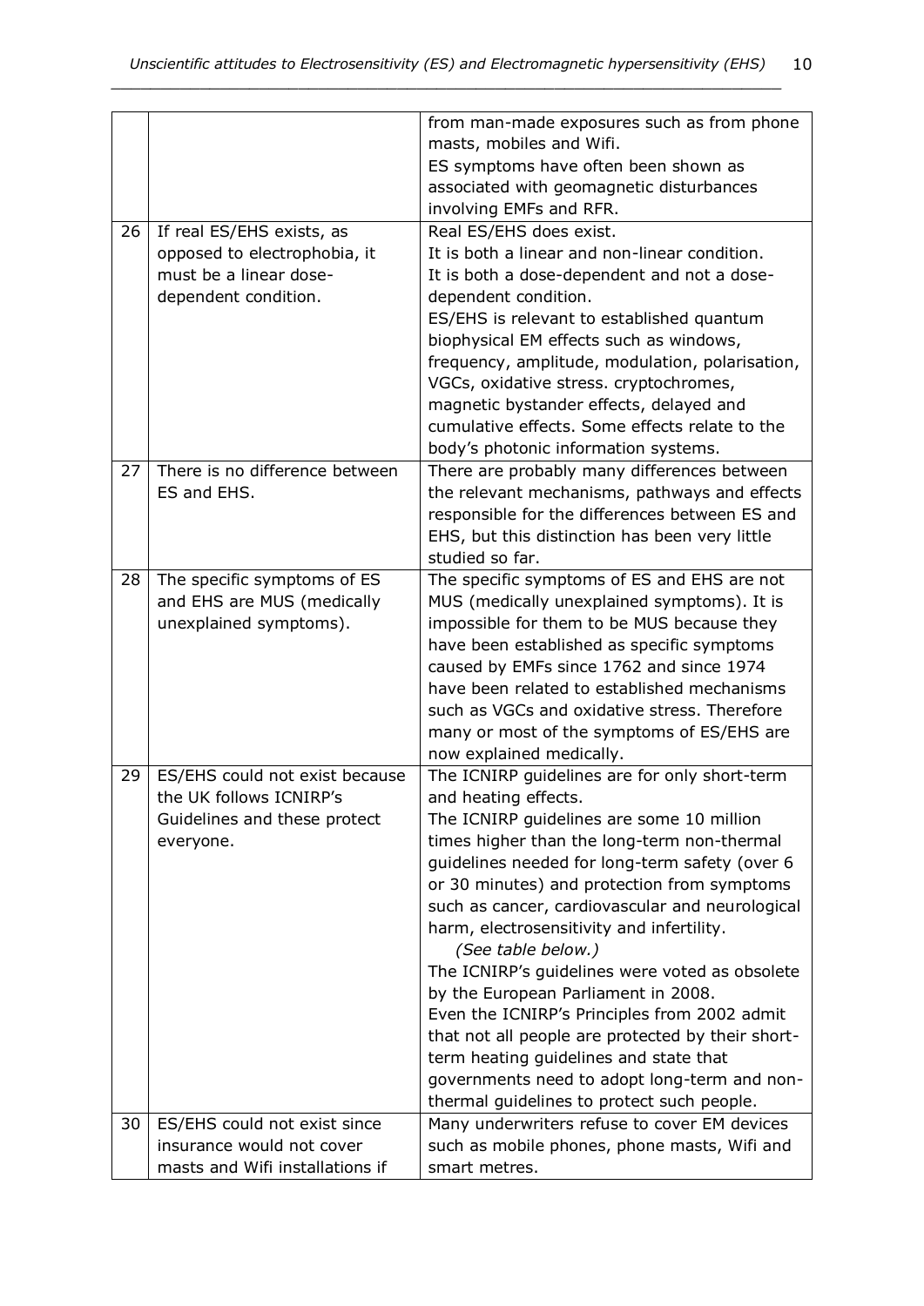| | | |
|---|---|---|
| | | from man-made exposures such as from phone masts, mobiles and Wifi. ES symptoms have often been shown as associated with geomagnetic disturbances involving EMFs and RFR. |
| 26 | If real ES/EHS exists, as opposed to electrophobia, it must be a linear dose-dependent condition. | Real ES/EHS does exist. It is both a linear and non-linear condition. It is both a dose-dependent and not a dose-dependent condition. ES/EHS is relevant to established quantum biophysical EM effects such as windows, frequency, amplitude, modulation, polarisation, VGCs, oxidative stress. cryptochromes, magnetic bystander effects, delayed and cumulative effects. Some effects relate to the body's photonic information systems. |
| 27 | There is no difference between ES and EHS. | There are probably many differences between the relevant mechanisms, pathways and effects responsible for the differences between ES and EHS, but this distinction has been very little studied so far. |
| 28 | The specific symptoms of ES and EHS are MUS (medically unexplained symptoms). | The specific symptoms of ES and EHS are not MUS (medically unexplained symptoms). It is impossible for them to be MUS because they have been established as specific symptoms caused by EMFs since 1762 and since 1974 have been related to established mechanisms such as VGCs and oxidative stress. Therefore many or most of the symptoms of ES/EHS are now explained medically. |
| 29 | ES/EHS could not exist because the UK follows ICNIRP's Guidelines and these protect everyone. | The ICNIRP guidelines are for only short-term and heating effects. The ICNIRP guidelines are some 10 million times higher than the long-term non-thermal guidelines needed for long-term safety (over 6 or 30 minutes) and protection from symptoms such as cancer, cardiovascular and neurological harm, electrosensitivity and infertility. *(See table below.)* The ICNIRP's guidelines were voted as obsolete by the European Parliament in 2008. Even the ICNIRP's Principles from 2002 admit that not all people are protected by their short-term heating guidelines and state that governments need to adopt long-term and non-thermal guidelines to protect such people. |
| 30 | ES/EHS could not exist since insurance would not cover masts and Wifi installations if | Many underwriters refuse to cover EM devices such as mobile phones, phone masts, Wifi and smart metres. |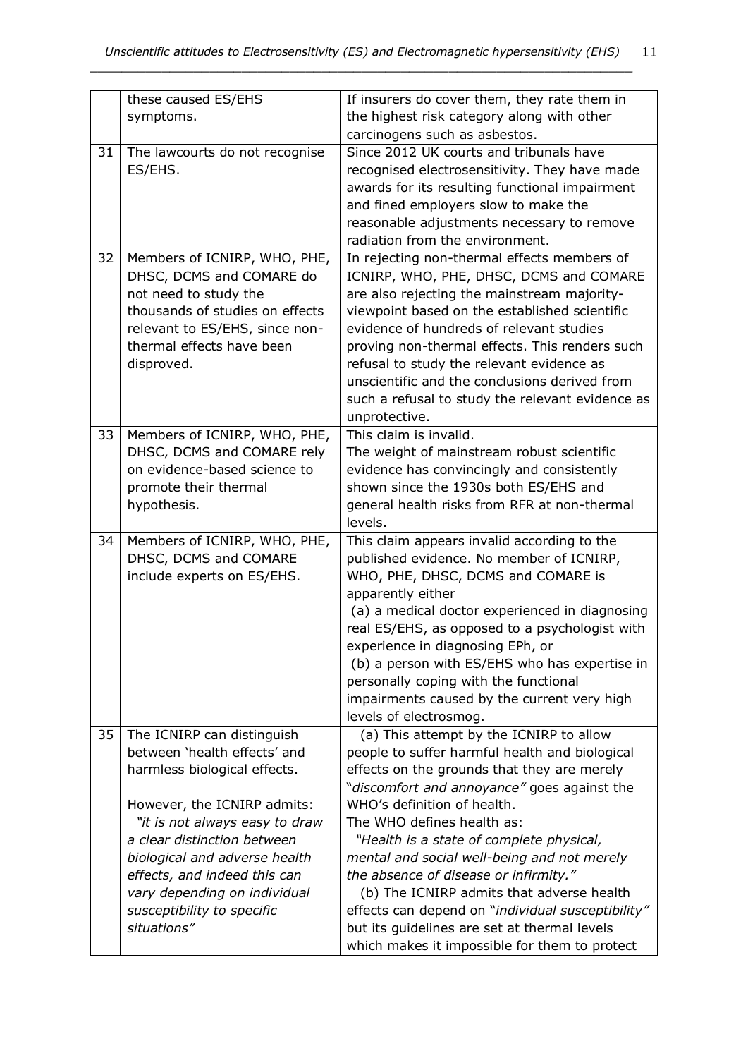| | | |
|---|---|---|
| | these caused ES/EHS symptoms. | If insurers do cover them, they rate them in the highest risk category along with other carcinogens such as asbestos. |
| 31 | The lawcourts do not recognise ES/EHS. | Since 2012 UK courts and tribunals have recognised electrosensitivity. They have made awards for its resulting functional impairment and fined employers slow to make the reasonable adjustments necessary to remove radiation from the environment. |
| 32 | Members of ICNIRP, WHO, PHE, DHSC, DCMS and COMARE do not need to study the thousands of studies on effects relevant to ES/EHS, since non-thermal effects have been disproved. | In rejecting non-thermal effects members of ICNIRP, WHO, PHE, DHSC, DCMS and COMARE are also rejecting the mainstream majority-viewpoint based on the established scientific evidence of hundreds of relevant studies proving non-thermal effects. This renders such refusal to study the relevant evidence as unscientific and the conclusions derived from such a refusal to study the relevant evidence as unprotective. |
| 33 | Members of ICNIRP, WHO, PHE, DHSC, DCMS and COMARE rely on evidence-based science to promote their thermal hypothesis. | This claim is invalid.<br>The weight of mainstream robust scientific evidence has convincingly and consistently shown since the 1930s both ES/EHS and general health risks from RFR at non-thermal levels. |
| 34 | Members of ICNIRP, WHO, PHE, DHSC, DCMS and COMARE include experts on ES/EHS. | This claim appears invalid according to the published evidence. No member of ICNIRP, WHO, PHE, DHSC, DCMS and COMARE is apparently either<br>(a) a medical doctor experienced in diagnosing real ES/EHS, as opposed to a psychologist with experience in diagnosing EPh, or<br>(b) a person with ES/EHS who has expertise in personally coping with the functional impairments caused by the current very high levels of electrosmog. |
| 35 | The ICNIRP can distinguish between 'health effects' and harmless biological effects.<br><br>However, the ICNIRP admits:<br>*"it is not always easy to draw a clear distinction between biological and adverse health effects, and indeed this can vary depending on individual susceptibility to specific situations"* | (a) This attempt by the ICNIRP to allow people to suffer harmful health and biological effects on the grounds that they are merely "*discomfort and annoyance"* goes against the WHO's definition of health.<br>The WHO defines health as:<br>*"Health is a state of complete physical, mental and social well-being and not merely the absence of disease or infirmity."*<br>(b) The ICNIRP admits that adverse health effects can depend on "*individual susceptibility"* but its guidelines are set at thermal levels which makes it impossible for them to protect |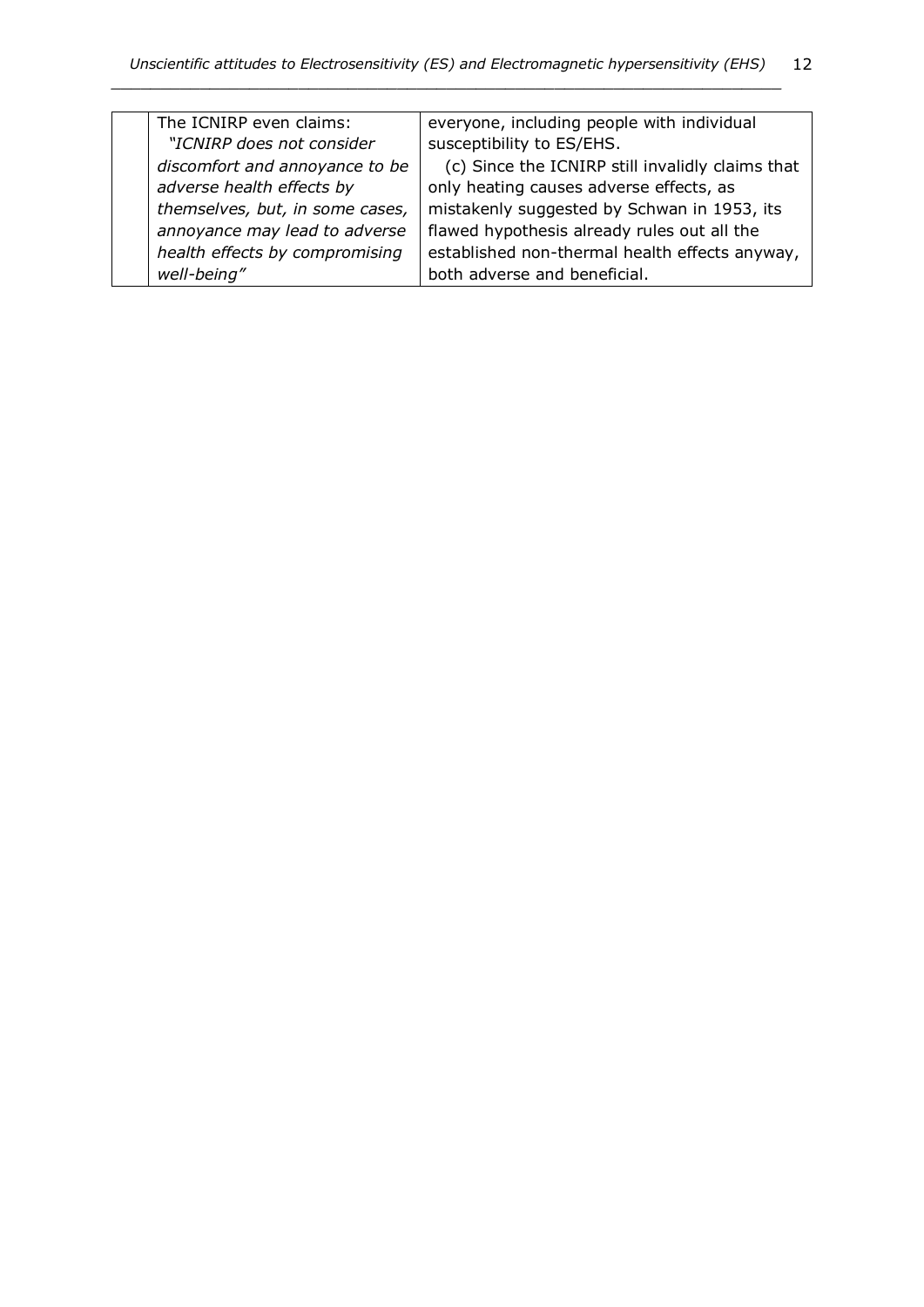| | | |
|---|---|---|
| | The ICNIRP even claims: *"ICNIRP does not consider discomfort and annoyance to be adverse health effects by themselves, but, in some cases, annoyance may lead to adverse health effects by compromising well-being"* | everyone, including people with individual susceptibility to ES/EHS. (c) Since the ICNIRP still invalidly claims that only heating causes adverse effects, as mistakenly suggested by Schwan in 1953, its flawed hypothesis already rules out all the established non-thermal health effects anyway, both adverse and beneficial. |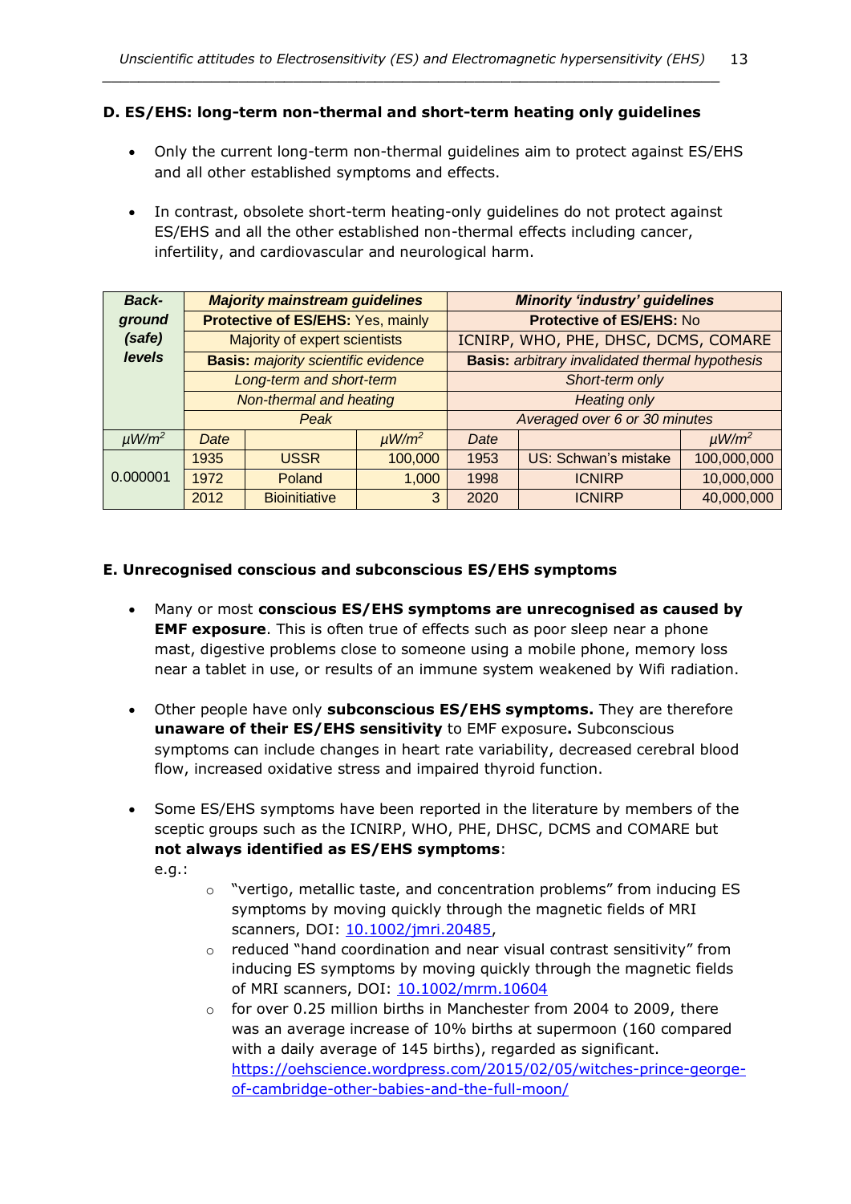**D. ES/EHS: long-term non-thermal and short-term heating only guidelines**

- Only the current long-term non-thermal guidelines aim to protect against ES/EHS and all other established symptoms and effects.
- In contrast, obsolete short-term heating-only guidelines do not protect against ES/EHS and all the other established non-thermal effects including cancer, infertility, and cardiovascular and neurological harm.

| ***Back-ground (safe) levels*** | ***Majority mainstream guidelines*** | | | ***Minority 'industry' guidelines*** | | |
|---|---|---|---|---|---|---|
| | **Protective of ES/EHS:** Yes, mainly | | | **Protective of ES/EHS:** No | | |
| | Majority of expert scientists | | | ICNIRP, WHO, PHE, DHSC, DCMS, COMARE | | |
| | **Basis:** *majority scientific evidence* | | | **Basis:** *arbitrary invalidated thermal hypothesis* | | |
| | *Long-term and short-term* | | | *Short-term only* | | |
| | *Non-thermal and heating* | | | *Heating only* | | |
| | *Peak* | | | *Averaged over 6 or 30 minutes* | | |
| *μW/m²* | *Date* | | *μW/m²* | *Date* | | *μW/m²* |
| 0.000001 | 1935 | USSR | 100,000 | 1953 | US: Schwan's mistake | 100,000,000 |
| | 1972 | Poland | 1,000 | 1998 | ICNIRP | 10,000,000 |
| | 2012 | Bioinitiative | 3 | 2020 | ICNIRP | 40,000,000 |

**E. Unrecognised conscious and subconscious ES/EHS symptoms**

- Many or most **conscious ES/EHS symptoms are unrecognised as caused by EMF exposure**. This is often true of effects such as poor sleep near a phone mast, digestive problems close to someone using a mobile phone, memory loss near a tablet in use, or results of an immune system weakened by Wifi radiation.
- Other people have only **subconscious ES/EHS symptoms.** They are therefore **unaware of their ES/EHS sensitivity** to EMF exposure**.** Subconscious symptoms can include changes in heart rate variability, decreased cerebral blood flow, increased oxidative stress and impaired thyroid function.
- Some ES/EHS symptoms have been reported in the literature by members of the sceptic groups such as the ICNIRP, WHO, PHE, DHSC, DCMS and COMARE but **not always identified as ES/EHS symptoms**:
  e.g.:
  - "vertigo, metallic taste, and concentration problems" from inducing ES symptoms by moving quickly through the magnetic fields of MRI scanners, DOI: [10.1002/jmri.20485](10.1002/jmri.20485),
  - reduced "hand coordination and near visual contrast sensitivity" from inducing ES symptoms by moving quickly through the magnetic fields of MRI scanners, DOI: [10.1002/mrm.10604](10.1002/mrm.10604)
  - for over 0.25 million births in Manchester from 2004 to 2009, there was an average increase of 10% births at supermoon (160 compared with a daily average of 145 births), regarded as significant. [https://oehscience.wordpress.com/2015/02/05/witches-prince-george-of-cambridge-other-babies-and-the-full-moon/](https://oehscience.wordpress.com/2015/02/05/witches-prince-george-of-cambridge-other-babies-and-the-full-moon/)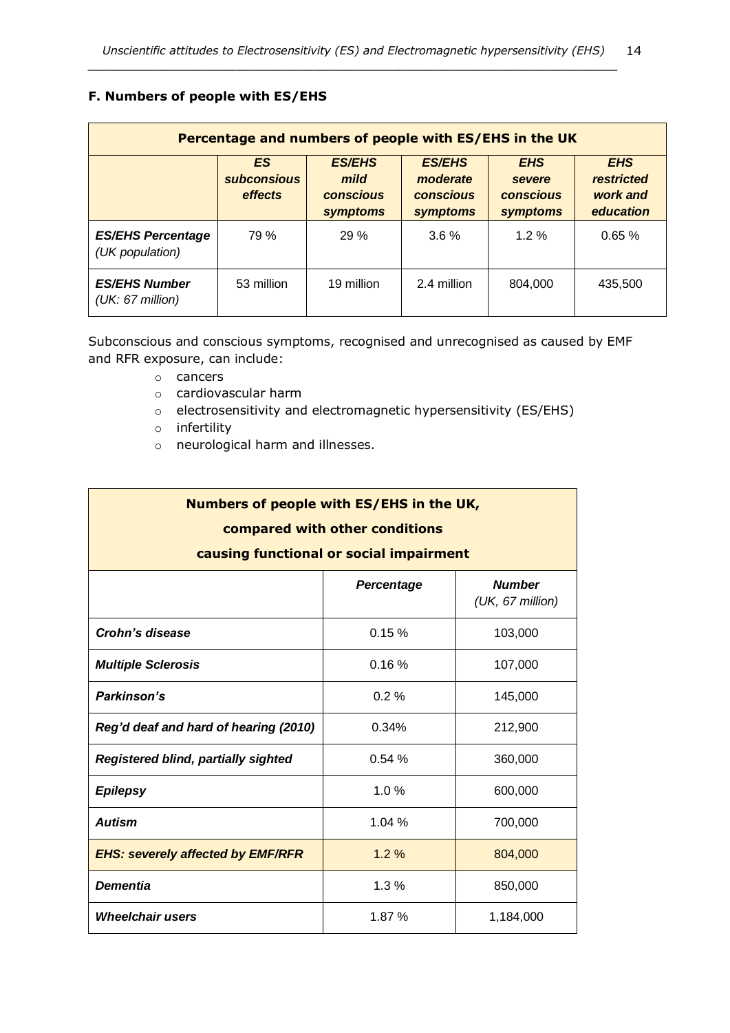## F. Numbers of people with ES/EHS

| Percentage and numbers of people with ES/EHS in the UK | | | | | |
|---|---|---|---|---|---|
| | ***ES subconsious effects*** | ***ES/EHS mild conscious symptoms*** | ***ES/EHS moderate conscious symptoms*** | ***EHS severe conscious symptoms*** | ***EHS restricted work and education*** |
| ***ES/EHS Percentage*** *(UK population)* | 79 % | 29 % | 3.6 % | 1.2 % | 0.65 % |
| ***ES/EHS Number*** *(UK: 67 million)* | 53 million | 19 million | 2.4 million | 804,000 | 435,500 |

Subconscious and conscious symptoms, recognised and unrecognised as caused by EMF and RFR exposure, can include:

- cancers
- cardiovascular harm
- electrosensitivity and electromagnetic hypersensitivity (ES/EHS)
- infertility
- neurological harm and illnesses.

| Numbers of people with ES/EHS in the UK, compared with other conditions causing functional or social impairment | | |
|---|---|---|
| | ***Percentage*** | ***Number*** *(UK, 67 million)* |
| ***Crohn's disease*** | 0.15 % | 103,000 |
| ***Multiple Sclerosis*** | 0.16 % | 107,000 |
| ***Parkinson's*** | 0.2 % | 145,000 |
| ***Reg'd deaf and hard of hearing (2010)*** | 0.34% | 212,900 |
| ***Registered blind, partially sighted*** | 0.54 % | 360,000 |
| ***Epilepsy*** | 1.0 % | 600,000 |
| ***Autism*** | 1.04 % | 700,000 |
| ***EHS: severely affected by EMF/RFR*** | 1.2 % | 804,000 |
| ***Dementia*** | 1.3 % | 850,000 |
| ***Wheelchair users*** | 1.87 % | 1,184,000 |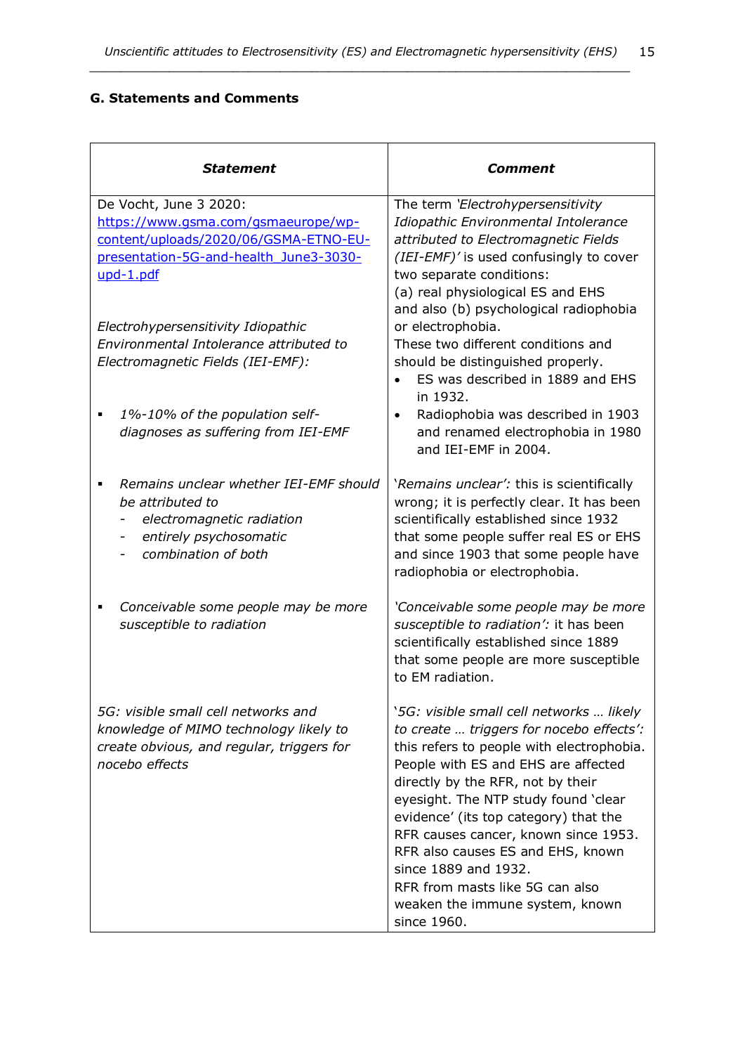**G. Statements and Comments**

| ***Statement*** | ***Comment*** |
|---|---|
| De Vocht, June 3 2020: [https://www.gsma.com/gsmaeurope/wp-content/uploads/2020/06/GSMA-ETNO-EU-presentation-5G-and-health_June3-3030-upd-1.pdf](https://www.gsma.com/gsmaeurope/wp-content/uploads/2020/06/GSMA-ETNO-EU-presentation-5G-and-health_June3-3030-upd-1.pdf) <br><br> *Electrohypersensitivity Idiopathic Environmental Intolerance attributed to Electromagnetic Fields (IEI-EMF):* <br><br> ▪ *1%-10% of the population self-diagnoses as suffering from IEI-EMF* | The term *'Electrohypersensitivity Idiopathic Environmental Intolerance attributed to Electromagnetic Fields (IEI-EMF)'* is used confusingly to cover two separate conditions: <br> (a) real physiological ES and EHS and also (b) psychological radiophobia or electrophobia. <br> These two different conditions and should be distinguished properly. <br> • ES was described in 1889 and EHS in 1932. <br> • Radiophobia was described in 1903 and renamed electrophobia in 1980 and IEI-EMF in 2004. |
| ▪ *Remains unclear whether IEI-EMF should be attributed to* <br> - *electromagnetic radiation* <br> - *entirely psychosomatic* <br> - *combination of both* | '*Remains unclear':* this is scientifically wrong; it is perfectly clear. It has been scientifically established since 1932 that some people suffer real ES or EHS and since 1903 that some people have radiophobia or electrophobia. |
| ▪ *Conceivable some people may be more susceptible to radiation* | *'Conceivable some people may be more susceptible to radiation':* it has been scientifically established since 1889 that some people are more susceptible to EM radiation. |
| *5G: visible small cell networks and knowledge of MIMO technology likely to create obvious, and regular, triggers for nocebo effects* | '*5G: visible small cell networks … likely to create … triggers for nocebo effects':* this refers to people with electrophobia. People with ES and EHS are affected directly by the RFR, not by their eyesight. The NTP study found 'clear evidence' (its top category) that the RFR causes cancer, known since 1953. RFR also causes ES and EHS, known since 1889 and 1932. <br> RFR from masts like 5G can also weaken the immune system, known since 1960. |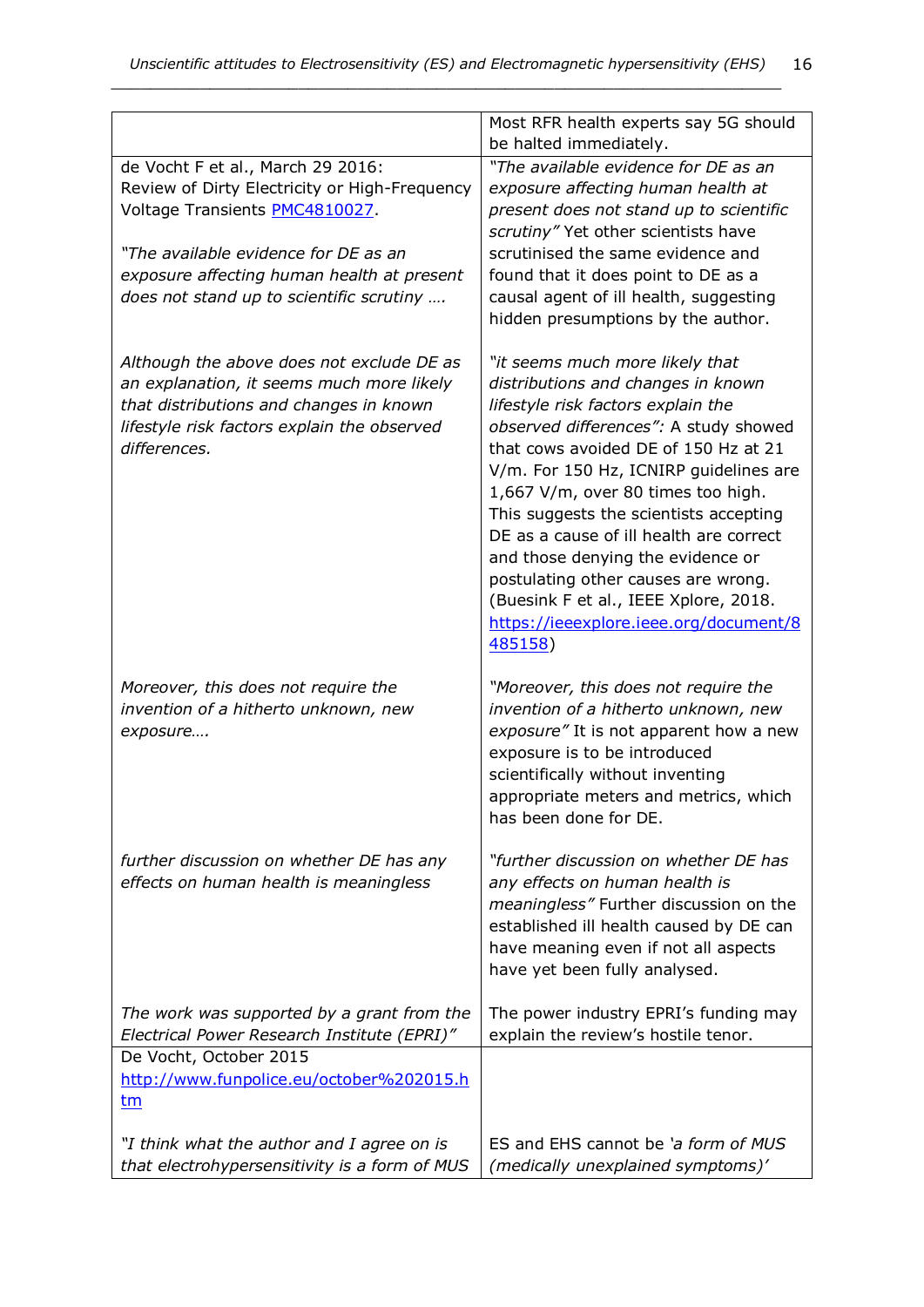| | |
|---|---|
| | Most RFR health experts say 5G should be halted immediately. |
| de Vocht F et al., March 29 2016: Review of Dirty Electricity or High-Frequency Voltage Transients [PMC4810027](PMC4810027).<br><br>*"The available evidence for DE as an exposure affecting human health at present does not stand up to scientific scrutiny ….* | *"The available evidence for DE as an exposure affecting human health at present does not stand up to scientific scrutiny"* Yet other scientists have scrutinised the same evidence and found that it does point to DE as a causal agent of ill health, suggesting hidden presumptions by the author. |
| *Although the above does not exclude DE as an explanation, it seems much more likely that distributions and changes in known lifestyle risk factors explain the observed differences.* | *"it seems much more likely that distributions and changes in known lifestyle risk factors explain the observed differences":* A study showed that cows avoided DE of 150 Hz at 21 V/m. For 150 Hz, ICNIRP guidelines are 1,667 V/m, over 80 times too high. This suggests the scientists accepting DE as a cause of ill health are correct and those denying the evidence or postulating other causes are wrong. (Buesink F et al., IEEE Xplore, 2018. [https://ieeexplore.ieee.org/document/8485158](https://ieeexplore.ieee.org/document/8485158)) |
| *Moreover, this does not require the invention of a hitherto unknown, new exposure….* | *"Moreover, this does not require the invention of a hitherto unknown, new exposure"* It is not apparent how a new exposure is to be introduced scientifically without inventing appropriate meters and metrics, which has been done for DE. |
| *further discussion on whether DE has any effects on human health is meaningless* | *"further discussion on whether DE has any effects on human health is meaningless"* Further discussion on the established ill health caused by DE can have meaning even if not all aspects have yet been fully analysed. |
| *The work was supported by a grant from the Electrical Power Research Institute (EPRI)"* | The power industry EPRI's funding may explain the review's hostile tenor. |
| De Vocht, October 2015<br>[http://www.funpolice.eu/october%202015.htm](http://www.funpolice.eu/october%202015.htm)<br><br>*"I think what the author and I agree on is that electrohypersensitivity is a form of MUS* | <br><br><br>ES and EHS cannot be *'a form of MUS (medically unexplained symptoms)'* |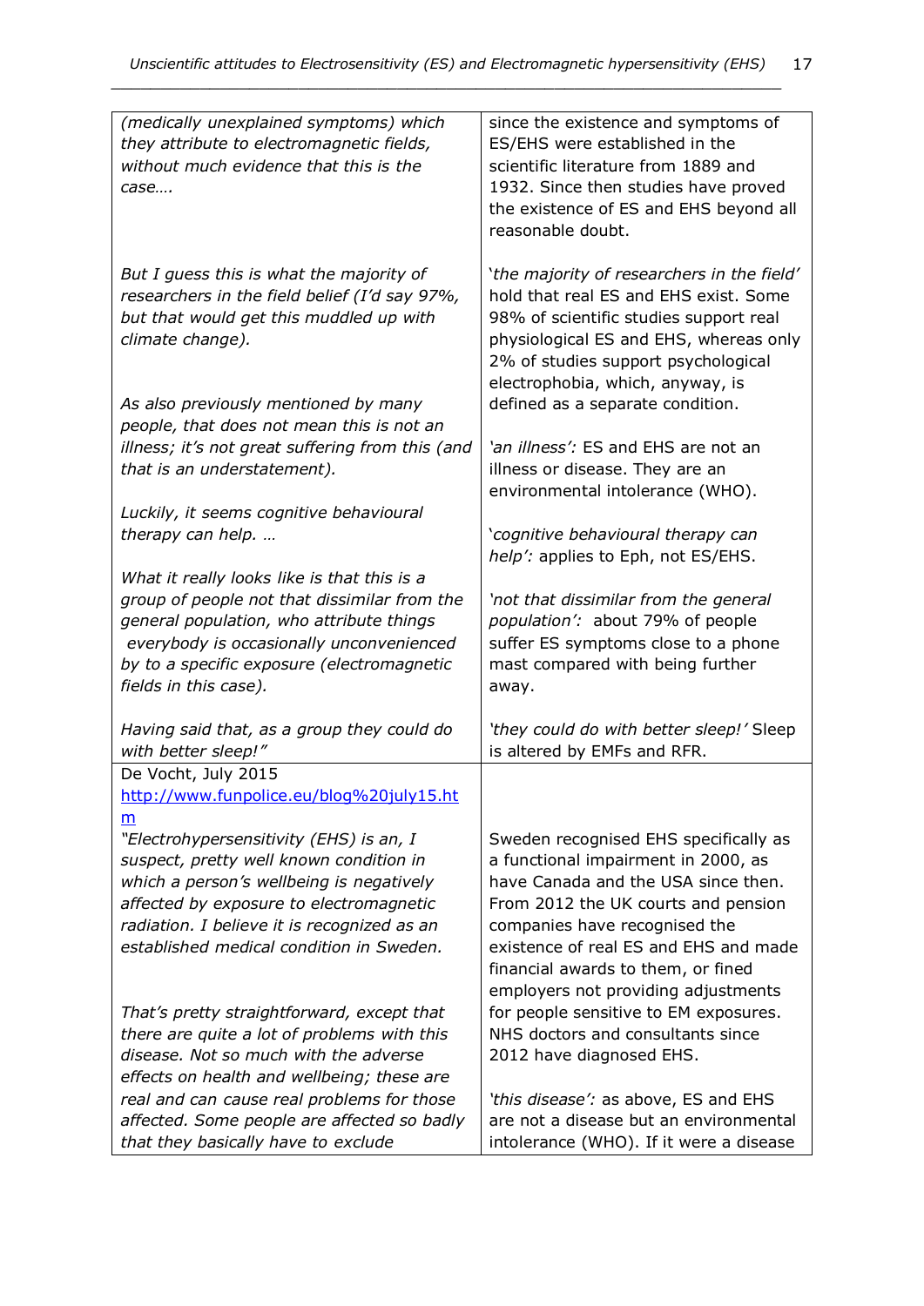| | |
|---|---|
| *(medically unexplained symptoms) which they attribute to electromagnetic fields, without much evidence that this is the case….*<br><br>*But I guess this is what the majority of researchers in the field belief (I'd say 97%, but that would get this muddled up with climate change).*<br><br>*As also previously mentioned by many people, that does not mean this is not an illness; it's not great suffering from this (and that is an understatement).*<br><br>*Luckily, it seems cognitive behavioural therapy can help. …*<br><br>*What it really looks like is that this is a group of people not that dissimilar from the general population, who attribute things everybody is occasionally unconvenienced by to a specific exposure (electromagnetic fields in this case).*<br><br>*Having said that, as a group they could do with better sleep!"* | since the existence and symptoms of ES/EHS were established in the scientific literature from 1889 and 1932. Since then studies have proved the existence of ES and EHS beyond all reasonable doubt.<br><br>'*the majority of researchers in the field*' hold that real ES and EHS exist. Some 98% of scientific studies support real physiological ES and EHS, whereas only 2% of studies support psychological electrophobia, which, anyway, is defined as a separate condition.<br><br>'*an illness':* ES and EHS are not an illness or disease. They are an environmental intolerance (WHO).<br><br>'*cognitive behavioural therapy can help':* applies to Eph, not ES/EHS.<br><br>'*not that dissimilar from the general population':* about 79% of people suffer ES symptoms close to a phone mast compared with being further away.<br><br>'*they could do with better sleep!'* Sleep is altered by EMFs and RFR. |
| De Vocht, July 2015<br>[http://www.funpolice.eu/blog%20july15.htm](http://www.funpolice.eu/blog%20july15.htm)<br>*"Electrohypersensitivity (EHS) is an, I suspect, pretty well known condition in which a person's wellbeing is negatively affected by exposure to electromagnetic radiation. I believe it is recognized as an established medical condition in Sweden.*<br><br>*That's pretty straightforward, except that there are quite a lot of problems with this disease. Not so much with the adverse effects on health and wellbeing; these are real and can cause real problems for those affected. Some people are affected so badly that they basically have to exclude* | Sweden recognised EHS specifically as a functional impairment in 2000, as have Canada and the USA since then. From 2012 the UK courts and pension companies have recognised the existence of real ES and EHS and made financial awards to them, or fined employers not providing adjustments for people sensitive to EM exposures. NHS doctors and consultants since 2012 have diagnosed EHS.<br><br>'*this disease':* as above, ES and EHS are not a disease but an environmental intolerance (WHO). If it were a disease |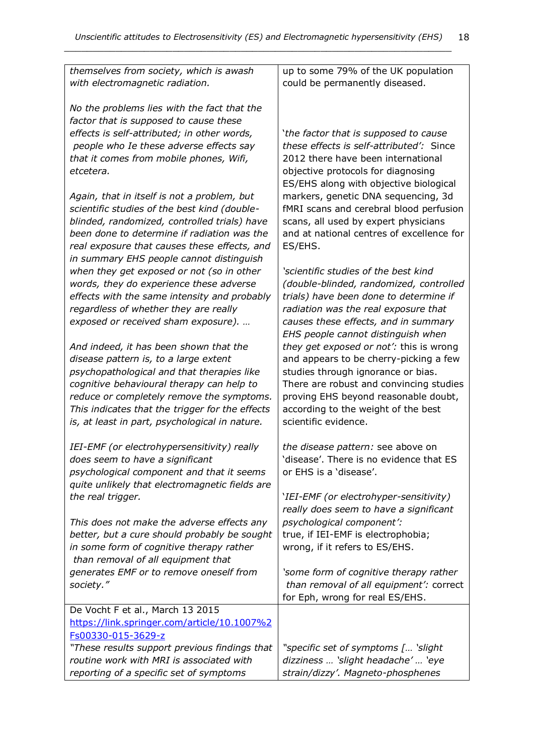| | |
|---|---|
| *themselves from society, which is awash with electromagnetic radiation.*<br><br>*No the problems lies with the fact that the factor that is supposed to cause these effects is self-attributed; in other words, people who Ie these adverse effects say that it comes from mobile phones, Wifi, etcetera.*<br><br>*Again, that in itself is not a problem, but scientific studies of the best kind (double-blinded, randomized, controlled trials) have been done to determine if radiation was the real exposure that causes these effects, and in summary EHS people cannot distinguish when they get exposed or not (so in other words, they do experience these adverse effects with the same intensity and probably regardless of whether they are really exposed or received sham exposure). …*<br><br>*And indeed, it has been shown that the disease pattern is, to a large extent psychopathological and that therapies like cognitive behavioural therapy can help to reduce or completely remove the symptoms. This indicates that the trigger for the effects is, at least in part, psychological in nature.*<br><br>*IEI-EMF (or electrohypersensitivity) really does seem to have a significant psychological component and that it seems quite unlikely that electromagnetic fields are the real trigger.*<br><br>*This does not make the adverse effects any better, but a cure should probably be sought in some form of cognitive therapy rather than removal of all equipment that generates EMF or to remove oneself from society."* | up to some 79% of the UK population could be permanently diseased.<br><br>'*the factor that is supposed to cause these effects is self-attributed'*: Since 2012 there have been international objective protocols for diagnosing ES/EHS along with objective biological markers, genetic DNA sequencing, 3d fMRI scans and cerebral blood perfusion scans, all used by expert physicians and at national centres of excellence for ES/EHS.<br><br>*'scientific studies of the best kind (double-blinded, randomized, controlled trials) have been done to determine if radiation was the real exposure that causes these effects, and in summary EHS people cannot distinguish when they get exposed or not'*: this is wrong and appears to be cherry-picking a few studies through ignorance or bias. There are robust and convincing studies proving EHS beyond reasonable doubt, according to the weight of the best scientific evidence.<br><br>*the disease pattern:* see above on 'disease'. There is no evidence that ES or EHS is a 'disease'.<br><br>*'IEI-EMF (or electrohyper-sensitivity) really does seem to have a significant psychological component'*: true, if IEI-EMF is electrophobia; wrong, if it refers to ES/EHS.<br><br>*'some form of cognitive therapy rather than removal of all equipment'*: correct for Eph, wrong for real ES/EHS. |
| De Vocht F et al., March 13 2015<br>https://link.springer.com/article/10.1007%2Fs00330-015-3629-z<br>*"These results support previous findings that routine work with MRI is associated with reporting of a specific set of symptoms* | *"specific set of symptoms [… 'slight dizziness … 'slight headache' … 'eye strain/dizzy'.* Magneto-phosphenes |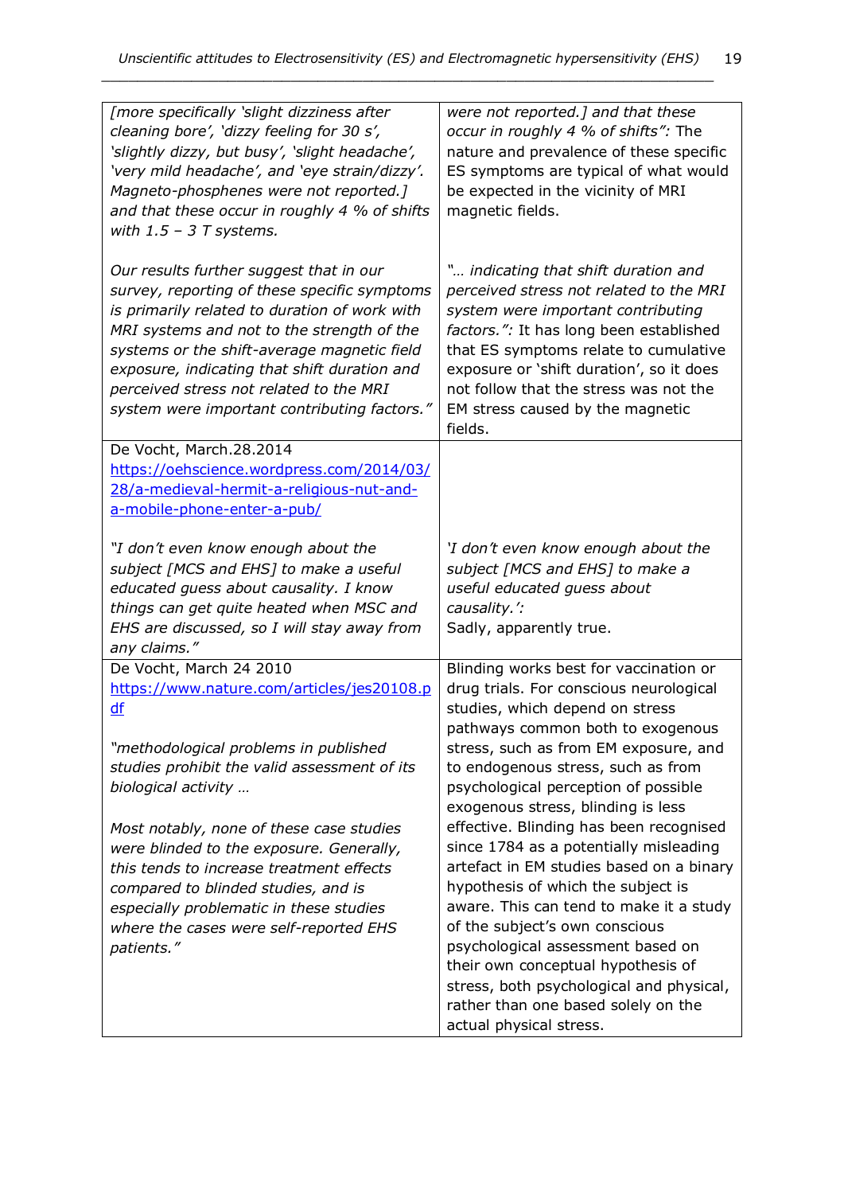| | |
|---|---|
| *[more specifically 'slight dizziness after cleaning bore', 'dizzy feeling for 30 s', 'slightly dizzy, but busy', 'slight headache', 'very mild headache', and 'eye strain/dizzy'. Magneto-phosphenes were not reported.] and that these occur in roughly 4 % of shifts with 1.5 – 3 T systems.*<br><br>*Our results further suggest that in our survey, reporting of these specific symptoms is primarily related to duration of work with MRI systems and not to the strength of the systems or the shift-average magnetic field exposure, indicating that shift duration and perceived stress not related to the MRI system were important contributing factors."* | *were not reported.] and that these occur in roughly 4 % of shifts":* The nature and prevalence of these specific ES symptoms are typical of what would be expected in the vicinity of MRI magnetic fields.<br><br>*"… indicating that shift duration and perceived stress not related to the MRI system were important contributing factors.":* It has long been established that ES symptoms relate to cumulative exposure or 'shift duration', so it does not follow that the stress was not the EM stress caused by the magnetic fields. |
| De Vocht, March.28.2014<br>https://oehscience.wordpress.com/2014/03/28/a-medieval-hermit-a-religious-nut-and-a-mobile-phone-enter-a-pub/<br><br>*"I don't even know enough about the subject [MCS and EHS] to make a useful educated guess about causality. I know things can get quite heated when MSC and EHS are discussed, so I will stay away from any claims."* | *'I don't even know enough about the subject [MCS and EHS] to make a useful educated guess about causality.':*<br>Sadly, apparently true. |
| De Vocht, March 24 2010<br>https://www.nature.com/articles/jes20108.pdf<br><br>*"methodological problems in published studies prohibit the valid assessment of its biological activity …*<br><br>*Most notably, none of these case studies were blinded to the exposure. Generally, this tends to increase treatment effects compared to blinded studies, and is especially problematic in these studies where the cases were self-reported EHS patients."* | Blinding works best for vaccination or drug trials. For conscious neurological studies, which depend on stress pathways common both to exogenous stress, such as from EM exposure, and to endogenous stress, such as from psychological perception of possible exogenous stress, blinding is less effective. Blinding has been recognised since 1784 as a potentially misleading artefact in EM studies based on a binary hypothesis of which the subject is aware. This can tend to make it a study of the subject's own conscious psychological assessment based on their own conceptual hypothesis of stress, both psychological and physical, rather than one based solely on the actual physical stress. |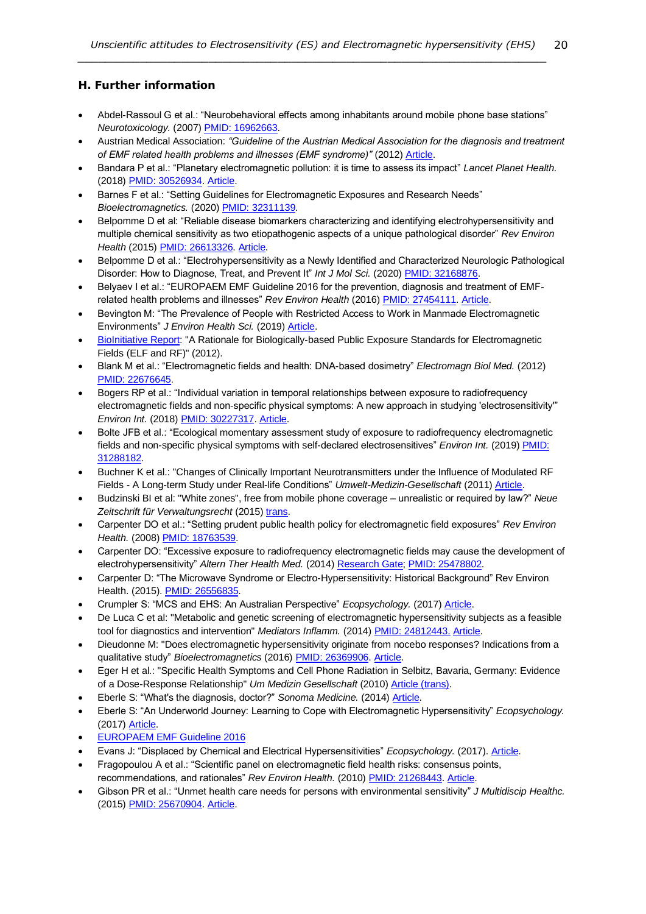## H. Further information

- Abdel-Rassoul G et al.: "Neurobehavioral effects among inhabitants around mobile phone base stations" *Neurotoxicology.* (2007) PMID: 16962663.
- Austrian Medical Association: *"Guideline of the Austrian Medical Association for the diagnosis and treatment of EMF related health problems and illnesses (EMF syndrome)"* (2012) Article.
- Bandara P et al.: "Planetary electromagnetic pollution: it is time to assess its impact" *Lancet Planet Health.* (2018) PMID: 30526934. Article.
- Barnes F et al.: "Setting Guidelines for Electromagnetic Exposures and Research Needs" *Bioelectromagnetics.* (2020) PMID: 32311139.
- Belpomme D et al: "Reliable disease biomarkers characterizing and identifying electrohypersensitivity and multiple chemical sensitivity as two etiopathogenic aspects of a unique pathological disorder" *Rev Environ Health* (2015) PMID: 26613326. Article.
- Belpomme D et al.: "Electrohypersensitivity as a Newly Identified and Characterized Neurologic Pathological Disorder: How to Diagnose, Treat, and Prevent It" *Int J Mol Sci.* (2020) PMID: 32168876.
- Belyaev I et al.: "EUROPAEM EMF Guideline 2016 for the prevention, diagnosis and treatment of EMF-related health problems and illnesses" *Rev Environ Health* (2016) PMID: 27454111. Article.
- Bevington M: "The Prevalence of People with Restricted Access to Work in Manmade Electromagnetic Environments" *J Environ Health Sci.* (2019) Article.
- BioInitiative Report: "A Rationale for Biologically-based Public Exposure Standards for Electromagnetic Fields (ELF and RF)" (2012).
- Blank M et al.: "Electromagnetic fields and health: DNA-based dosimetry" *Electromagn Biol Med.* (2012) PMID: 22676645.
- Bogers RP et al.: "Individual variation in temporal relationships between exposure to radiofrequency electromagnetic fields and non-specific physical symptoms: A new approach in studying 'electrosensitivity'" *Environ Int.* (2018) PMID: 30227317. Article.
- Bolte JFB et al.: "Ecological momentary assessment study of exposure to radiofrequency electromagnetic fields and non-specific physical symptoms with self-declared electrosensitives" *Environ Int.* (2019) PMID: 31288182.
- Buchner K et al.: "Changes of Clinically Important Neurotransmitters under the Influence of Modulated RF Fields - A Long-term Study under Real-life Conditions" *Umwelt-Medizin-Gesellschaft* (2011) Article.
- Budzinski BI et al: "White zones", free from mobile phone coverage – unrealistic or required by law?" *Neue Zeitschrift für Verwaltungsrecht* (2015) trans.
- Carpenter DO et al.: "Setting prudent public health policy for electromagnetic field exposures" *Rev Environ Health.* (2008) PMID: 18763539.
- Carpenter DO: "Excessive exposure to radiofrequency electromagnetic fields may cause the development of electrohypersensitivity" *Altern Ther Health Med.* (2014) Research Gate; PMID: 25478802.
- Carpenter D: "The Microwave Syndrome or Electro-Hypersensitivity: Historical Background" Rev Environ Health. (2015). PMID: 26556835.
- Crumpler S: "MCS and EHS: An Australian Perspective" *Ecopsychology.* (2017) Article.
- De Luca C et al: "Metabolic and genetic screening of electromagnetic hypersensitivity subjects as a feasible tool for diagnostics and intervention" *Mediators Inflamm.* (2014) PMID: 24812443. Article.
- Dieudonne M: "Does electromagnetic hypersensitivity originate from nocebo responses? Indications from a qualitative study" *Bioelectromagnetics* (2016) PMID: 26369906. Article.
- Eger H et al.: "Specific Health Symptoms and Cell Phone Radiation in Selbitz, Bavaria, Germany: Evidence of a Dose-Response Relationship" *Um Medizin Gesellschaft* (2010) Article (trans).
- Eberle S: "What's the diagnosis, doctor?" *Sonoma Medicine.* (2014) Article.
- Eberle S: "An Underworld Journey: Learning to Cope with Electromagnetic Hypersensitivity" *Ecopsychology.* (2017) Article.
- EUROPAEM EMF Guideline 2016
- Evans J: "Displaced by Chemical and Electrical Hypersensitivities" *Ecopsychology.* (2017). Article.
- Fragopoulou A et al.: "Scientific panel on electromagnetic field health risks: consensus points, recommendations, and rationales" *Rev Environ Health.* (2010) PMID: 21268443. Article.
- Gibson PR et al.: "Unmet health care needs for persons with environmental sensitivity" *J Multidiscip Healthc.* (2015) PMID: 25670904. Article.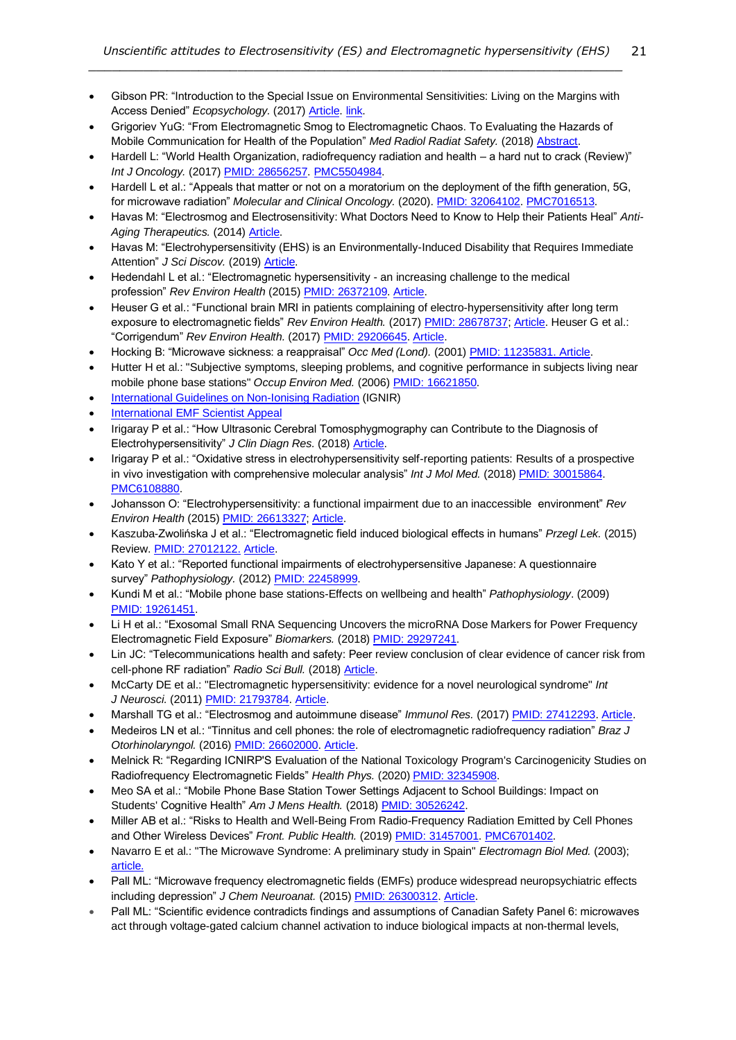- Gibson PR: "Introduction to the Special Issue on Environmental Sensitivities: Living on the Margins with Access Denied" *Ecopsychology.* (2017) Article. link.
- Grigoriev YuG: "From Electromagnetic Smog to Electromagnetic Chaos. To Evaluating the Hazards of Mobile Communication for Health of the Population" *Med Radiol Radiat Safety.* (2018) Abstract.
- Hardell L: "World Health Organization, radiofrequency radiation and health – a hard nut to crack (Review)" *Int J Oncology.* (2017) PMID: 28656257. PMC5504984.
- Hardell L et al.: "Appeals that matter or not on a moratorium on the deployment of the fifth generation, 5G, for microwave radiation" *Molecular and Clinical Oncology.* (2020). PMID: 32064102. PMC7016513.
- Havas M: "Electrosmog and Electrosensitivity: What Doctors Need to Know to Help their Patients Heal" *Anti-Aging Therapeutics.* (2014) Article.
- Havas M: "Electrohypersensitivity (EHS) is an Environmentally-Induced Disability that Requires Immediate Attention" *J Sci Discov.* (2019) Article.
- Hedendahl L et al.: "Electromagnetic hypersensitivity - an increasing challenge to the medical profession" *Rev Environ Health* (2015) PMID: 26372109. Article.
- Heuser G et al.: "Functional brain MRI in patients complaining of electro-hypersensitivity after long term exposure to electromagnetic fields" *Rev Environ Health.* (2017) PMID: 28678737; Article. Heuser G et al.: "Corrigendum" *Rev Environ Health.* (2017) PMID: 29206645. Article.
- Hocking B: "Microwave sickness: a reappraisal" *Occ Med (Lond).* (2001) PMID: 11235831. Article.
- Hutter H et al.: "Subjective symptoms, sleeping problems, and cognitive performance in subjects living near mobile phone base stations" *Occup Environ Med.* (2006) PMID: 16621850.
- International Guidelines on Non-Ionising Radiation (IGNIR)
- International EMF Scientist Appeal
- Irigaray P et al.: "How Ultrasonic Cerebral Tomosphygmography can Contribute to the Diagnosis of Electrohypersensitivity" *J Clin Diagn Res.* (2018) Article.
- Irigaray P et al.: "Oxidative stress in electrohypersensitivity self-reporting patients: Results of a prospective in vivo investigation with comprehensive molecular analysis" *Int J Mol Med.* (2018) PMID: 30015864. PMC6108880.
- Johansson O: "Electrohypersensitivity: a functional impairment due to an inaccessible environment" *Rev Environ Health* (2015) PMID: 26613327; Article.
- Kaszuba-Zwolińska J et al.: "Electromagnetic field induced biological effects in humans" *Przegl Lek.* (2015) Review. PMID: 27012122. Article.
- Kato Y et al.: "Reported functional impairments of electrohypersensitive Japanese: A questionnaire survey" *Pathophysiology.* (2012) PMID: 22458999.
- Kundi M et al.: "Mobile phone base stations-Effects on wellbeing and health" *Pathophysiology*. (2009) PMID: 19261451.
- Li H et al.: "Exosomal Small RNA Sequencing Uncovers the microRNA Dose Markers for Power Frequency Electromagnetic Field Exposure" *Biomarkers.* (2018) PMID: 29297241.
- Lin JC: "Telecommunications health and safety: Peer review conclusion of clear evidence of cancer risk from cell-phone RF radiation" *Radio Sci Bull.* (2018) Article.
- McCarty DE et al.: "Electromagnetic hypersensitivity: evidence for a novel neurological syndrome" *Int J Neurosci.* (2011) PMID: 21793784. Article.
- Marshall TG et al.: "Electrosmog and autoimmune disease" *Immunol Res.* (2017) PMID: 27412293. Article.
- Medeiros LN et al.: "Tinnitus and cell phones: the role of electromagnetic radiofrequency radiation" *Braz J Otorhinolaryngol.* (2016) PMID: 26602000. Article.
- Melnick R: "Regarding ICNIRP'S Evaluation of the National Toxicology Program's Carcinogenicity Studies on Radiofrequency Electromagnetic Fields" *Health Phys.* (2020) PMID: 32345908.
- Meo SA et al.: "Mobile Phone Base Station Tower Settings Adjacent to School Buildings: Impact on Students' Cognitive Health" *Am J Mens Health.* (2018) PMID: 30526242.
- Miller AB et al.: "Risks to Health and Well-Being From Radio-Frequency Radiation Emitted by Cell Phones and Other Wireless Devices" *Front. Public Health.* (2019) PMID: 31457001. PMC6701402.
- Navarro E et al.: "The Microwave Syndrome: A preliminary study in Spain" *Electromagn Biol Med.* (2003); article.
- Pall ML: "Microwave frequency electromagnetic fields (EMFs) produce widespread neuropsychiatric effects including depression" *J Chem Neuroanat.* (2015) PMID: 26300312. Article.
- Pall ML: "Scientific evidence contradicts findings and assumptions of Canadian Safety Panel 6: microwaves act through voltage-gated calcium channel activation to induce biological impacts at non-thermal levels,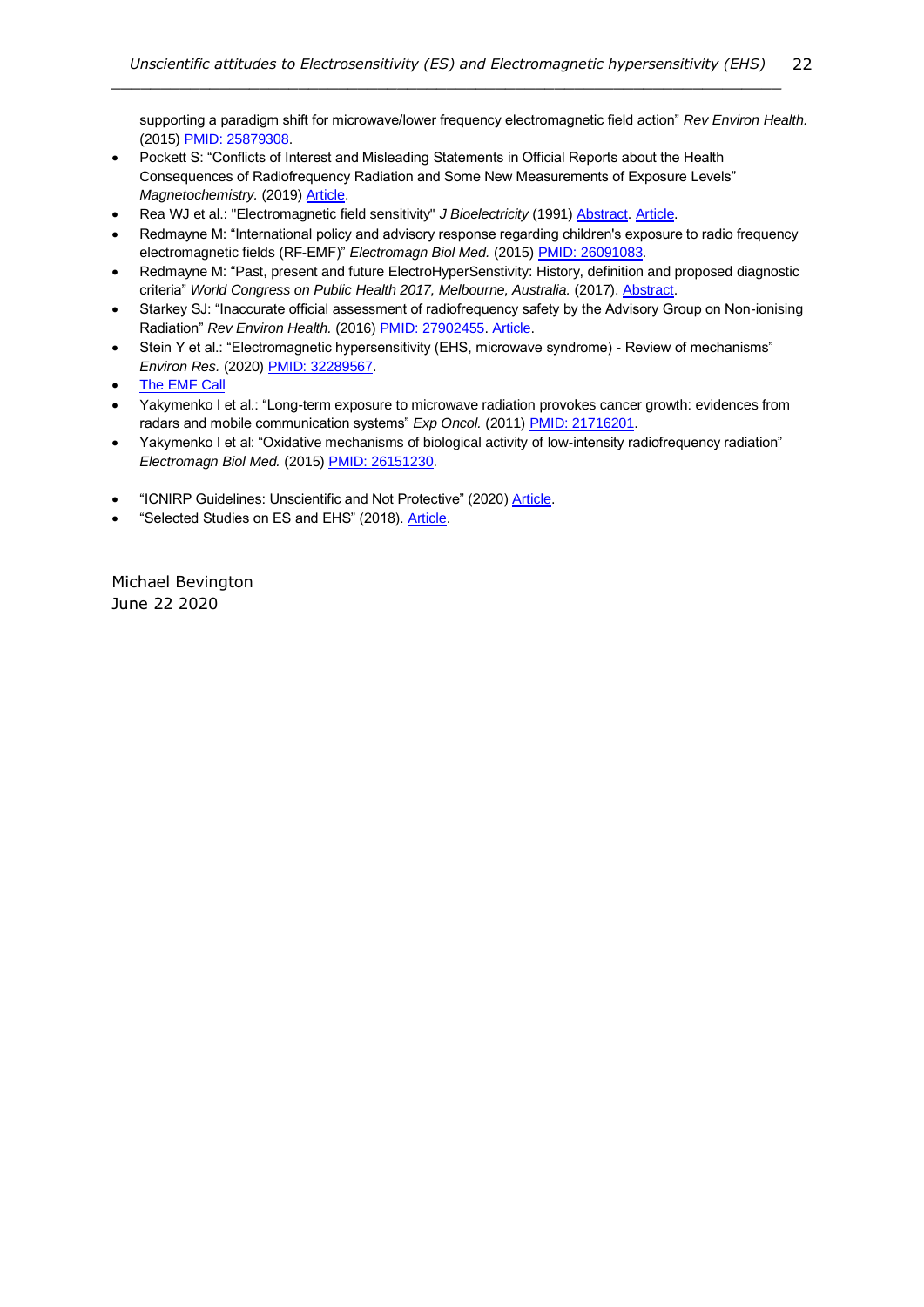supporting a paradigm shift for microwave/lower frequency electromagnetic field action" *Rev Environ Health.* (2015) PMID: 25879308.

- Pockett S: "Conflicts of Interest and Misleading Statements in Official Reports about the Health Consequences of Radiofrequency Radiation and Some New Measurements of Exposure Levels" *Magnetochemistry.* (2019) Article.
- Rea WJ et al.: "Electromagnetic field sensitivity" *J Bioelectricity* (1991) Abstract. Article.
- Redmayne M: "International policy and advisory response regarding children's exposure to radio frequency electromagnetic fields (RF-EMF)" *Electromagn Biol Med.* (2015) PMID: 26091083.
- Redmayne M: "Past, present and future ElectroHyperSenstivity: History, definition and proposed diagnostic criteria" *World Congress on Public Health 2017, Melbourne, Australia.* (2017). Abstract.
- Starkey SJ: "Inaccurate official assessment of radiofrequency safety by the Advisory Group on Non-ionising Radiation" *Rev Environ Health.* (2016) PMID: 27902455. Article.
- Stein Y et al.: "Electromagnetic hypersensitivity (EHS, microwave syndrome) - Review of mechanisms" *Environ Res.* (2020) PMID: 32289567.
- The EMF Call
- Yakymenko I et al.: "Long-term exposure to microwave radiation provokes cancer growth: evidences from radars and mobile communication systems" *Exp Oncol.* (2011) PMID: 21716201.
- Yakymenko I et al: "Oxidative mechanisms of biological activity of low-intensity radiofrequency radiation" *Electromagn Biol Med.* (2015) PMID: 26151230.

- "ICNIRP Guidelines: Unscientific and Not Protective" (2020) Article.
- "Selected Studies on ES and EHS" (2018). Article.

Michael Bevington
June 22 2020